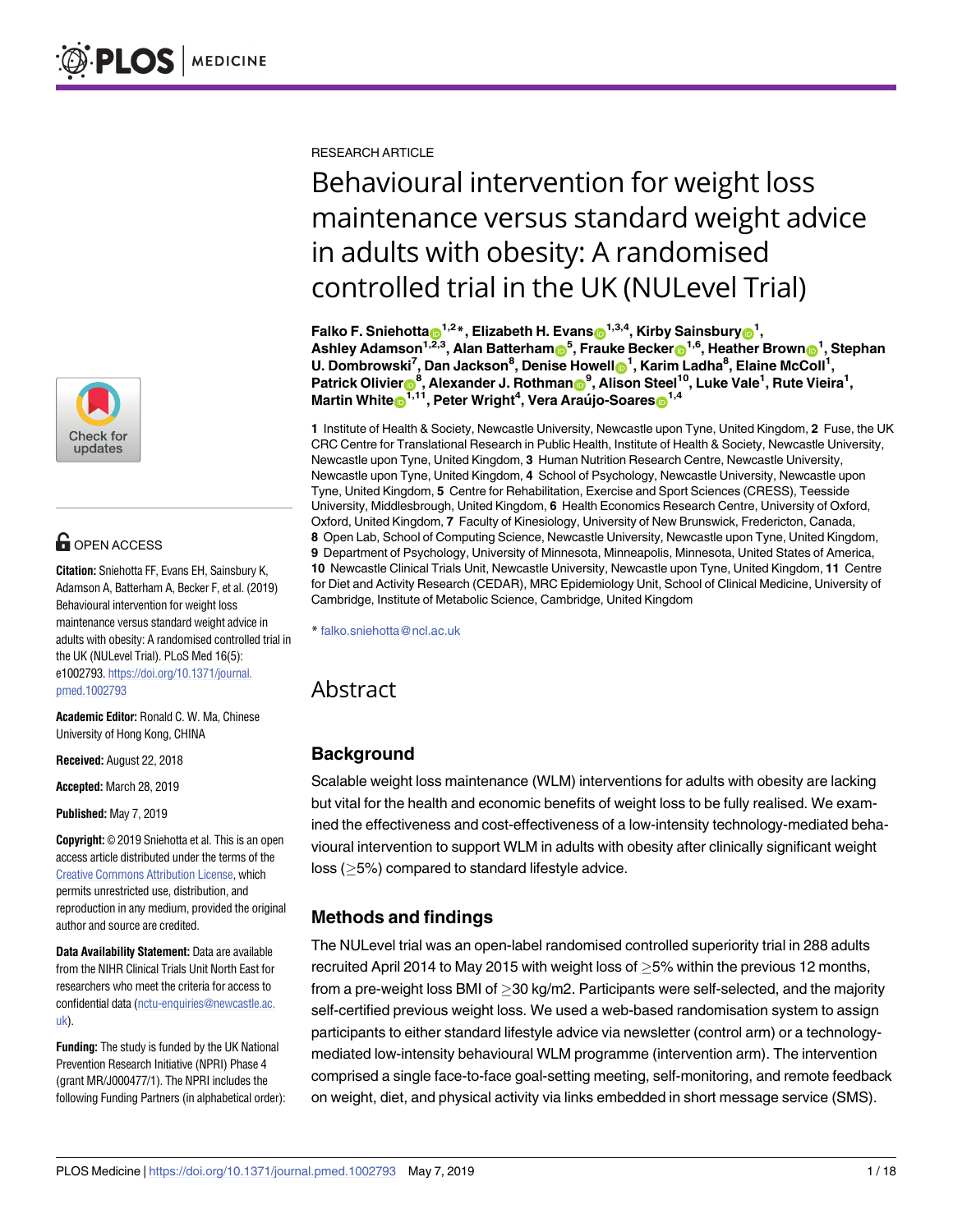RESEARCH ARTICLE

# Behavioural intervention for weight loss maintenance versus standard weight advice in adults with obesity: A randomised controlled trial in the UK (NULevel Trial)

**Falko F. Sniehotta[1,2]*, Elizabeth H. Evans[1,3,4], Kirby Sainsbury[1], Ashley Adamson[1,2,3], Alan Batterham[5], Frauke Becker[1,6], Heather Brown[1], Stephan U. Dombrowski[7], Dan Jackson[8], Denise Howell[1], Karim Ladha[8], Elaine McColl[1], Patrick Olivier[8], Alexander J. Rothman[9], Alison Steel[10], Luke Vale[1], Rute Vieira[1], Martin White[1,11], Peter Wright[4], Vera Araújo-Soares[1,4]**

**1** Institute of Health & Society, Newcastle University, Newcastle upon Tyne, United Kingdom, **2** Fuse, the UK CRC Centre for Translational Research in Public Health, Institute of Health & Society, Newcastle University, Newcastle upon Tyne, United Kingdom, **3** Human Nutrition Research Centre, Newcastle University, Newcastle upon Tyne, United Kingdom, **4** School of Psychology, Newcastle University, Newcastle upon Tyne, United Kingdom, **5** Centre for Rehabilitation, Exercise and Sport Sciences (CRESS), Teesside University, Middlesbrough, United Kingdom, **6** Health Economics Research Centre, University of Oxford, Oxford, United Kingdom, **7** Faculty of Kinesiology, University of New Brunswick, Fredericton, Canada, **8** Open Lab, School of Computing Science, Newcastle University, Newcastle upon Tyne, United Kingdom, **9** Department of Psychology, University of Minnesota, Minneapolis, Minnesota, United States of America, **10** Newcastle Clinical Trials Unit, Newcastle University, Newcastle upon Tyne, United Kingdom, **11** Centre for Diet and Activity Research (CEDAR), MRC Epidemiology Unit, School of Clinical Medicine, University of Cambridge, Institute of Metabolic Science, Cambridge, United Kingdom

* falko.sniehotta@ncl.ac.uk

OPEN ACCESS

**Citation:** Sniehotta FF, Evans EH, Sainsbury K, Adamson A, Batterham A, Becker F, et al. (2019) Behavioural intervention for weight loss maintenance versus standard weight advice in adults with obesity: A randomised controlled trial in the UK (NULevel Trial). PLoS Med 16(5): e1002793. https://doi.org/10.1371/journal.pmed.1002793

**Academic Editor:** Ronald C. W. Ma, Chinese University of Hong Kong, CHINA

**Received:** August 22, 2018

**Accepted:** March 28, 2019

**Published:** May 7, 2019

**Copyright:** © 2019 Sniehotta et al. This is an open access article distributed under the terms of the Creative Commons Attribution License, which permits unrestricted use, distribution, and reproduction in any medium, provided the original author and source are credited.

**Data Availability Statement:** Data are available from the NIHR Clinical Trials Unit North East for researchers who meet the criteria for access to confidential data (nctu-enquiries@newcastle.ac.uk).

**Funding:** The study is funded by the UK National Prevention Research Initiative (NPRI) Phase 4 (grant MR/J000477/1). The NPRI includes the following Funding Partners (in alphabetical order):

## Abstract

### Background

Scalable weight loss maintenance (WLM) interventions for adults with obesity are lacking but vital for the health and economic benefits of weight loss to be fully realised. We examined the effectiveness and cost-effectiveness of a low-intensity technology-mediated behavioural intervention to support WLM in adults with obesity after clinically significant weight loss (≥5%) compared to standard lifestyle advice.

### Methods and findings

The NULevel trial was an open-label randomised controlled superiority trial in 288 adults recruited April 2014 to May 2015 with weight loss of ≥5% within the previous 12 months, from a pre-weight loss BMI of ≥30 kg/m2. Participants were self-selected, and the majority self-certified previous weight loss. We used a web-based randomisation system to assign participants to either standard lifestyle advice via newsletter (control arm) or a technology-mediated low-intensity behavioural WLM programme (intervention arm). The intervention comprised a single face-to-face goal-setting meeting, self-monitoring, and remote feedback on weight, diet, and physical activity via links embedded in short message service (SMS).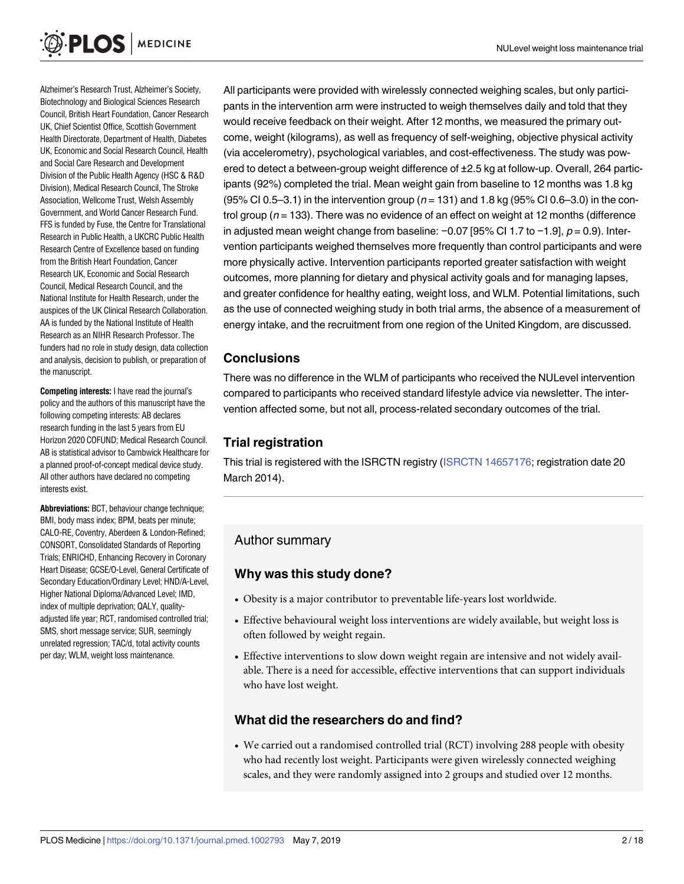Alzheimer's Research Trust, Alzheimer's Society, Biotechnology and Biological Sciences Research Council, British Heart Foundation, Cancer Research UK, Chief Scientist Office, Scottish Government Health Directorate, Department of Health, Diabetes UK, Economic and Social Research Council, Health and Social Care Research and Development Division of the Public Health Agency (HSC & R&D Division), Medical Research Council, The Stroke Association, Wellcome Trust, Welsh Assembly Government, and World Cancer Research Fund. FFS is funded by Fuse, the Centre for Translational Research in Public Health, a UKCRC Public Health Research Centre of Excellence based on funding from the British Heart Foundation, Cancer Research UK, Economic and Social Research Council, Medical Research Council, and the National Institute for Health Research, under the auspices of the UK Clinical Research Collaboration. AA is funded by the National Institute of Health Research as an NIHR Research Professor. The funders had no role in study design, data collection and analysis, decision to publish, or preparation of the manuscript.

**Competing interests:** I have read the journal's policy and the authors of this manuscript have the following competing interests: AB declares research funding in the last 5 years from EU Horizon 2020 COFUND; Medical Research Council. AB is statistical advisor to Cambwick Healthcare for a planned proof-of-concept medical device study. All other authors have declared no competing interests exist.

**Abbreviations:** BCT, behaviour change technique; BMI, body mass index; BPM, beats per minute; CALO-RE, Coventry, Aberdeen & London-Refined; CONSORT, Consolidated Standards of Reporting Trials; ENRICHD, Enhancing Recovery in Coronary Heart Disease; GCSE/O-Level, General Certificate of Secondary Education/Ordinary Level; HND/A-Level, Higher National Diploma/Advanced Level; IMD, index of multiple deprivation; QALY, quality-adjusted life year; RCT, randomised controlled trial; SMS, short message service; SUR, seemingly unrelated regression; TAC/d, total activity counts per day; WLM, weight loss maintenance.

All participants were provided with wirelessly connected weighing scales, but only participants in the intervention arm were instructed to weigh themselves daily and told that they would receive feedback on their weight. After 12 months, we measured the primary outcome, weight (kilograms), as well as frequency of self-weighing, objective physical activity (via accelerometry), psychological variables, and cost-effectiveness. The study was powered to detect a between-group weight difference of ±2.5 kg at follow-up. Overall, 264 participants (92%) completed the trial. Mean weight gain from baseline to 12 months was 1.8 kg (95% CI 0.5–3.1) in the intervention group ($n = 131$) and 1.8 kg (95% CI 0.6–3.0) in the control group ($n = 133$). There was no evidence of an effect on weight at 12 months (difference in adjusted mean weight change from baseline: −0.07 [95% CI 1.7 to −1.9], $p = 0.9$). Intervention participants weighed themselves more frequently than control participants and were more physically active. Intervention participants reported greater satisfaction with weight outcomes, more planning for dietary and physical activity goals and for managing lapses, and greater confidence for healthy eating, weight loss, and WLM. Potential limitations, such as the use of connected weighing study in both trial arms, the absence of a measurement of energy intake, and the recruitment from one region of the United Kingdom, are discussed.

## Conclusions

There was no difference in the WLM of participants who received the NULevel intervention compared to participants who received standard lifestyle advice via newsletter. The intervention affected some, but not all, process-related secondary outcomes of the trial.

## Trial registration

This trial is registered with the ISRCTN registry (ISRCTN 14657176; registration date 20 March 2014).

## Author summary

### Why was this study done?

- Obesity is a major contributor to preventable life-years lost worldwide.
- Effective behavioural weight loss interventions are widely available, but weight loss is often followed by weight regain.
- Effective interventions to slow down weight regain are intensive and not widely available. There is a need for accessible, effective interventions that can support individuals who have lost weight.

### What did the researchers do and find?

- We carried out a randomised controlled trial (RCT) involving 288 people with obesity who had recently lost weight. Participants were given wirelessly connected weighing scales, and they were randomly assigned into 2 groups and studied over 12 months.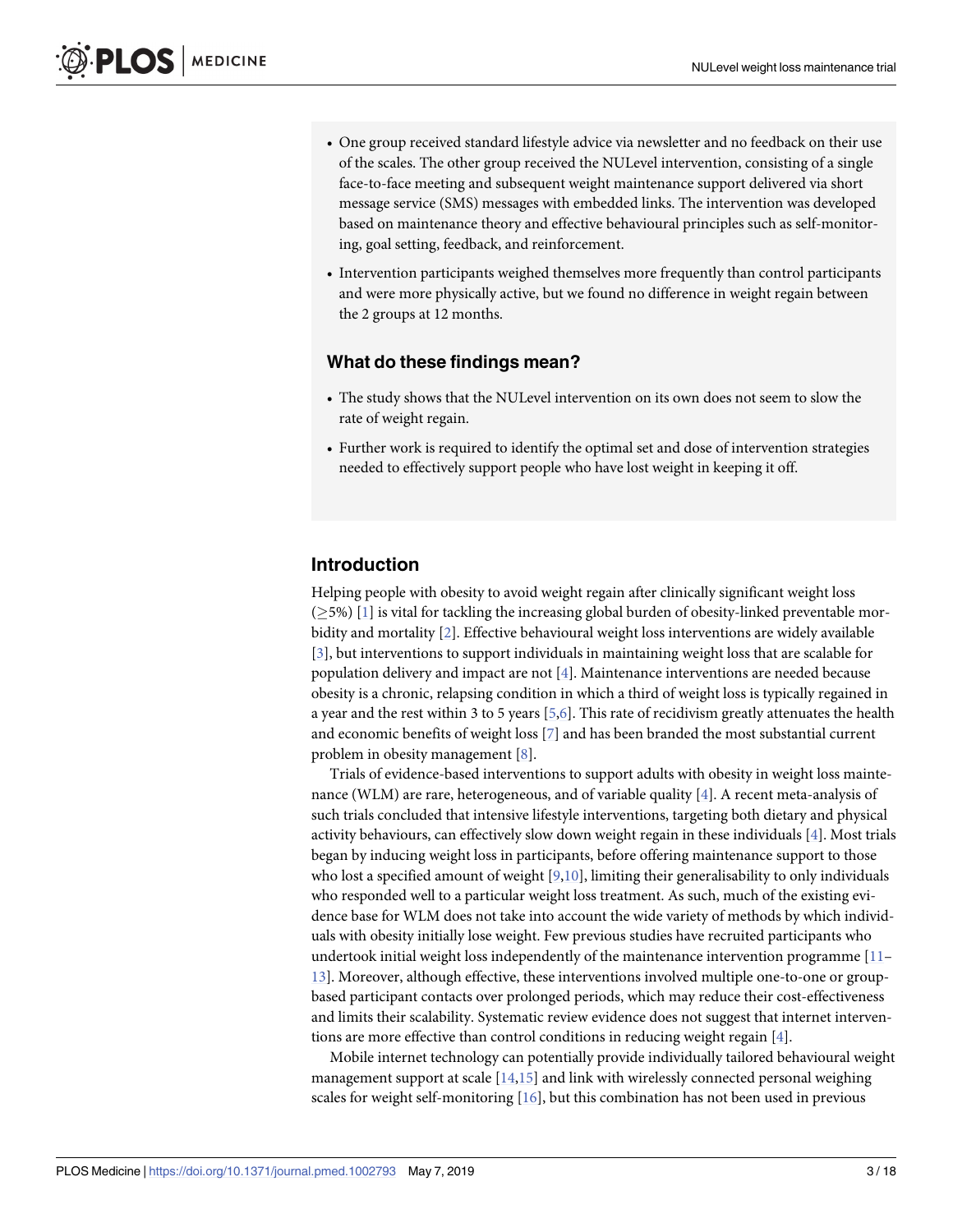- One group received standard lifestyle advice via newsletter and no feedback on their use of the scales. The other group received the NULevel intervention, consisting of a single face-to-face meeting and subsequent weight maintenance support delivered via short message service (SMS) messages with embedded links. The intervention was developed based on maintenance theory and effective behavioural principles such as self-monitoring, goal setting, feedback, and reinforcement.
- Intervention participants weighed themselves more frequently than control participants and were more physically active, but we found no difference in weight regain between the 2 groups at 12 months.

### What do these findings mean?

- The study shows that the NULevel intervention on its own does not seem to slow the rate of weight regain.
- Further work is required to identify the optimal set and dose of intervention strategies needed to effectively support people who have lost weight in keeping it off.

## Introduction

Helping people with obesity to avoid weight regain after clinically significant weight loss ($\geq$5%) [1] is vital for tackling the increasing global burden of obesity-linked preventable morbidity and mortality [2]. Effective behavioural weight loss interventions are widely available [3], but interventions to support individuals in maintaining weight loss that are scalable for population delivery and impact are not [4]. Maintenance interventions are needed because obesity is a chronic, relapsing condition in which a third of weight loss is typically regained in a year and the rest within 3 to 5 years [5,6]. This rate of recidivism greatly attenuates the health and economic benefits of weight loss [7] and has been branded the most substantial current problem in obesity management [8].

Trials of evidence-based interventions to support adults with obesity in weight loss maintenance (WLM) are rare, heterogeneous, and of variable quality [4]. A recent meta-analysis of such trials concluded that intensive lifestyle interventions, targeting both dietary and physical activity behaviours, can effectively slow down weight regain in these individuals [4]. Most trials began by inducing weight loss in participants, before offering maintenance support to those who lost a specified amount of weight [9,10], limiting their generalisability to only individuals who responded well to a particular weight loss treatment. As such, much of the existing evidence base for WLM does not take into account the wide variety of methods by which individuals with obesity initially lose weight. Few previous studies have recruited participants who undertook initial weight loss independently of the maintenance intervention programme [11–13]. Moreover, although effective, these interventions involved multiple one-to-one or group-based participant contacts over prolonged periods, which may reduce their cost-effectiveness and limits their scalability. Systematic review evidence does not suggest that internet interventions are more effective than control conditions in reducing weight regain [4].

Mobile internet technology can potentially provide individually tailored behavioural weight management support at scale [14,15] and link with wirelessly connected personal weighing scales for weight self-monitoring [16], but this combination has not been used in previous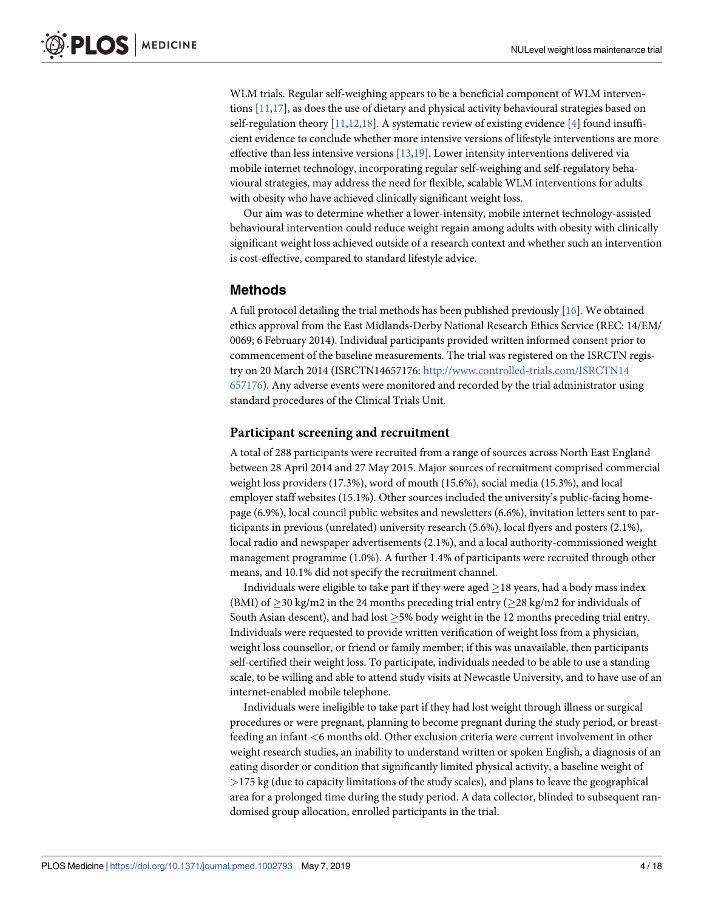WLM trials. Regular self-weighing appears to be a beneficial component of WLM interventions [11,17], as does the use of dietary and physical activity behavioural strategies based on self-regulation theory [11,12,18]. A systematic review of existing evidence [4] found insufficient evidence to conclude whether more intensive versions of lifestyle interventions are more effective than less intensive versions [13,19]. Lower intensity interventions delivered via mobile internet technology, incorporating regular self-weighing and self-regulatory behavioural strategies, may address the need for flexible, scalable WLM interventions for adults with obesity who have achieved clinically significant weight loss.

Our aim was to determine whether a lower-intensity, mobile internet technology-assisted behavioural intervention could reduce weight regain among adults with obesity with clinically significant weight loss achieved outside of a research context and whether such an intervention is cost-effective, compared to standard lifestyle advice.

## Methods

A full protocol detailing the trial methods has been published previously [16]. We obtained ethics approval from the East Midlands-Derby National Research Ethics Service (REC: 14/EM/0069; 6 February 2014). Individual participants provided written informed consent prior to commencement of the baseline measurements. The trial was registered on the ISRCTN registry on 20 March 2014 (ISRCTN14657176: http://www.controlled-trials.com/ISRCTN14657176). Any adverse events were monitored and recorded by the trial administrator using standard procedures of the Clinical Trials Unit.

### Participant screening and recruitment

A total of 288 participants were recruited from a range of sources across North East England between 28 April 2014 and 27 May 2015. Major sources of recruitment comprised commercial weight loss providers (17.3%), word of mouth (15.6%), social media (15.3%), and local employer staff websites (15.1%). Other sources included the university's public-facing homepage (6.9%), local council public websites and newsletters (6.6%), invitation letters sent to participants in previous (unrelated) university research (5.6%), local flyers and posters (2.1%), local radio and newspaper advertisements (2.1%), and a local authority-commissioned weight management programme (1.0%). A further 1.4% of participants were recruited through other means, and 10.1% did not specify the recruitment channel.

Individuals were eligible to take part if they were aged $\geq$18 years, had a body mass index (BMI) of $\geq$30 kg/m2 in the 24 months preceding trial entry ($\geq$28 kg/m2 for individuals of South Asian descent), and had lost $\geq$5% body weight in the 12 months preceding trial entry. Individuals were requested to provide written verification of weight loss from a physician, weight loss counsellor, or friend or family member; if this was unavailable, then participants self-certified their weight loss. To participate, individuals needed to be able to use a standing scale, to be willing and able to attend study visits at Newcastle University, and to have use of an internet-enabled mobile telephone.

Individuals were ineligible to take part if they had lost weight through illness or surgical procedures or were pregnant, planning to become pregnant during the study period, or breastfeeding an infant <6 months old. Other exclusion criteria were current involvement in other weight research studies, an inability to understand written or spoken English, a diagnosis of an eating disorder or condition that significantly limited physical activity, a baseline weight of >175 kg (due to capacity limitations of the study scales), and plans to leave the geographical area for a prolonged time during the study period. A data collector, blinded to subsequent randomised group allocation, enrolled participants in the trial.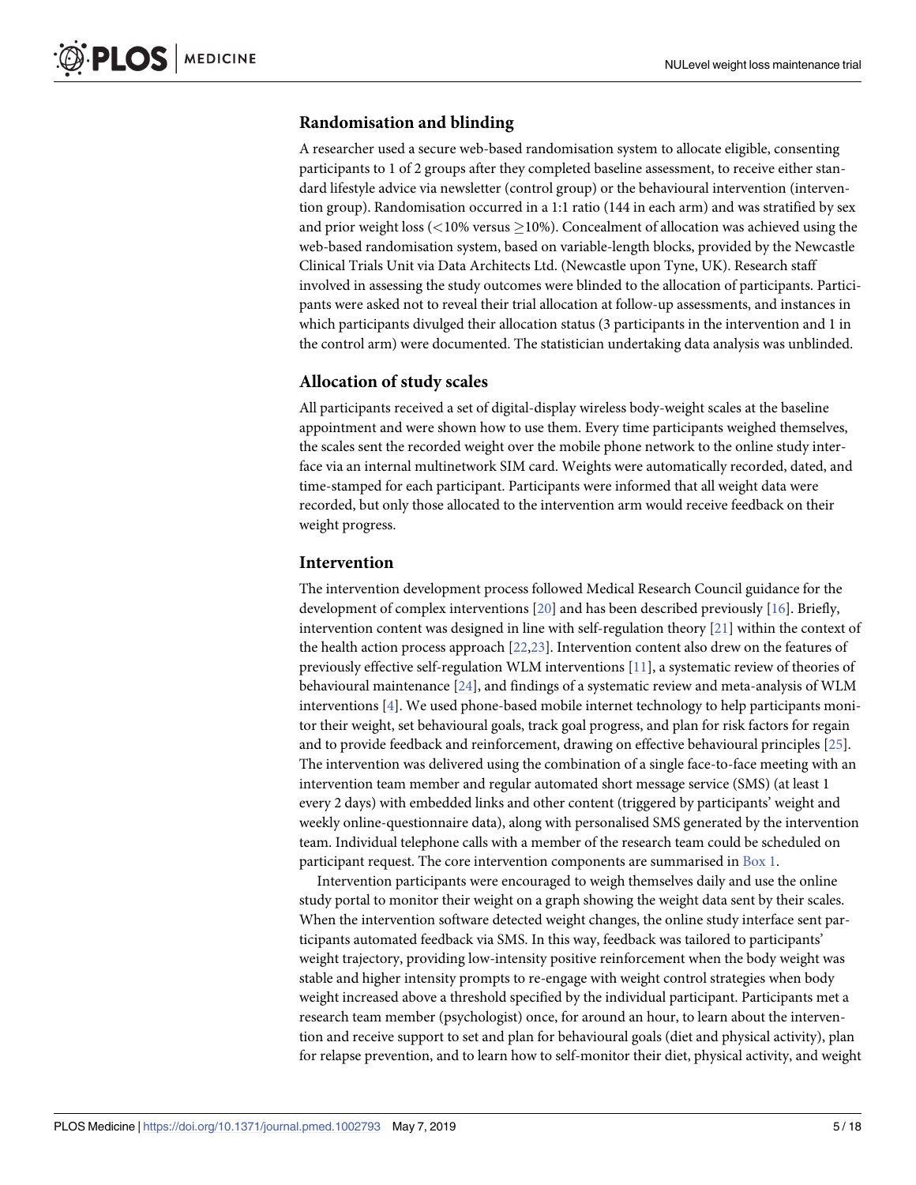## Randomisation and blinding

A researcher used a secure web-based randomisation system to allocate eligible, consenting participants to 1 of 2 groups after they completed baseline assessment, to receive either standard lifestyle advice via newsletter (control group) or the behavioural intervention (intervention group). Randomisation occurred in a 1:1 ratio (144 in each arm) and was stratified by sex and prior weight loss (<10% versus ≥10%). Concealment of allocation was achieved using the web-based randomisation system, based on variable-length blocks, provided by the Newcastle Clinical Trials Unit via Data Architects Ltd. (Newcastle upon Tyne, UK). Research staff involved in assessing the study outcomes were blinded to the allocation of participants. Participants were asked not to reveal their trial allocation at follow-up assessments, and instances in which participants divulged their allocation status (3 participants in the intervention and 1 in the control arm) were documented. The statistician undertaking data analysis was unblinded.

## Allocation of study scales

All participants received a set of digital-display wireless body-weight scales at the baseline appointment and were shown how to use them. Every time participants weighed themselves, the scales sent the recorded weight over the mobile phone network to the online study interface via an internal multinetwork SIM card. Weights were automatically recorded, dated, and time-stamped for each participant. Participants were informed that all weight data were recorded, but only those allocated to the intervention arm would receive feedback on their weight progress.

## Intervention

The intervention development process followed Medical Research Council guidance for the development of complex interventions [20] and has been described previously [16]. Briefly, intervention content was designed in line with self-regulation theory [21] within the context of the health action process approach [22,23]. Intervention content also drew on the features of previously effective self-regulation WLM interventions [11], a systematic review of theories of behavioural maintenance [24], and findings of a systematic review and meta-analysis of WLM interventions [4]. We used phone-based mobile internet technology to help participants monitor their weight, set behavioural goals, track goal progress, and plan for risk factors for regain and to provide feedback and reinforcement, drawing on effective behavioural principles [25]. The intervention was delivered using the combination of a single face-to-face meeting with an intervention team member and regular automated short message service (SMS) (at least 1 every 2 days) with embedded links and other content (triggered by participants' weight and weekly online-questionnaire data), along with personalised SMS generated by the intervention team. Individual telephone calls with a member of the research team could be scheduled on participant request. The core intervention components are summarised in Box 1.

Intervention participants were encouraged to weigh themselves daily and use the online study portal to monitor their weight on a graph showing the weight data sent by their scales. When the intervention software detected weight changes, the online study interface sent participants automated feedback via SMS. In this way, feedback was tailored to participants' weight trajectory, providing low-intensity positive reinforcement when the body weight was stable and higher intensity prompts to re-engage with weight control strategies when body weight increased above a threshold specified by the individual participant. Participants met a research team member (psychologist) once, for around an hour, to learn about the intervention and receive support to set and plan for behavioural goals (diet and physical activity), plan for relapse prevention, and to learn how to self-monitor their diet, physical activity, and weight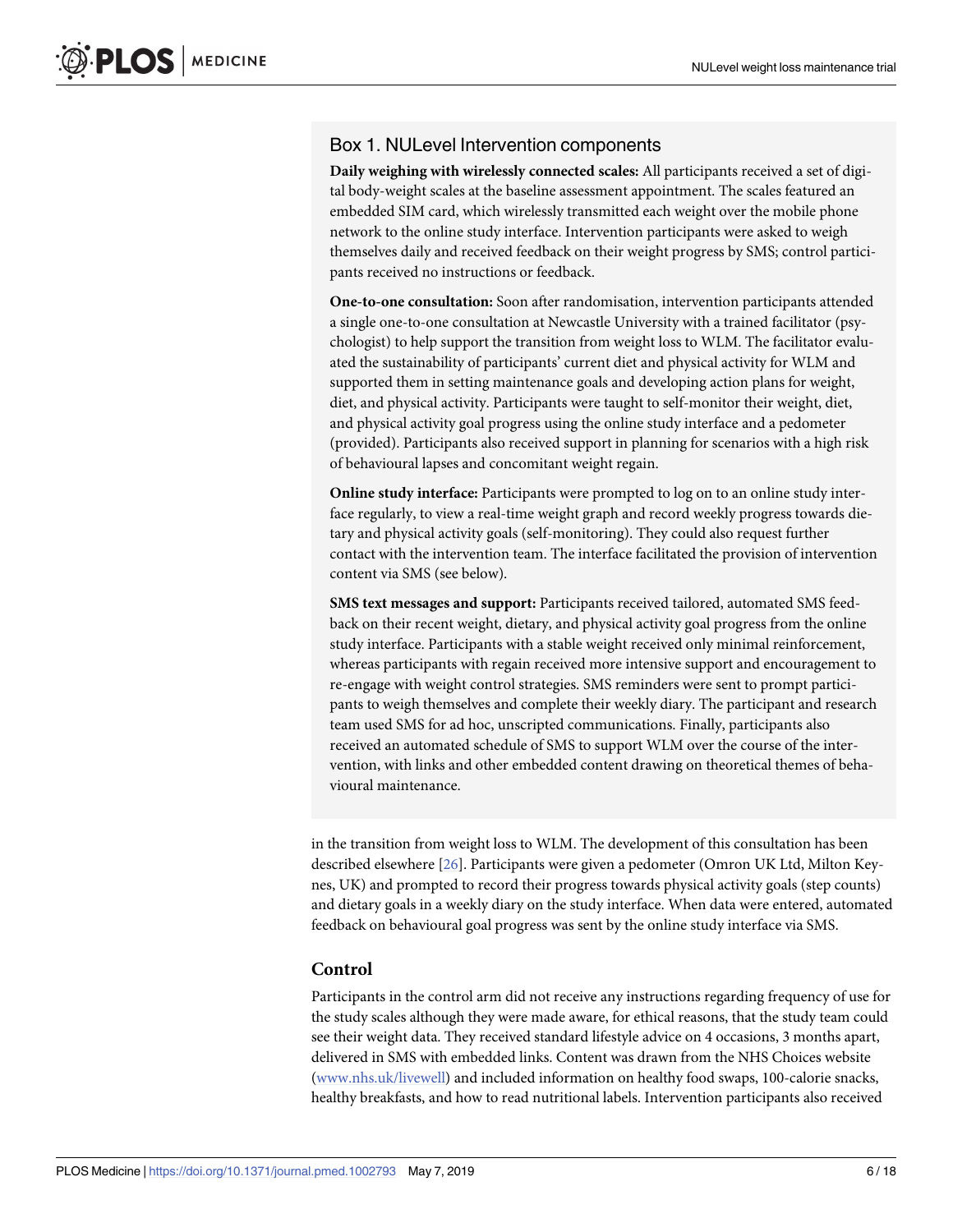## Box 1. NULevel Intervention components

**Daily weighing with wirelessly connected scales:** All participants received a set of digital body-weight scales at the baseline assessment appointment. The scales featured an embedded SIM card, which wirelessly transmitted each weight over the mobile phone network to the online study interface. Intervention participants were asked to weigh themselves daily and received feedback on their weight progress by SMS; control participants received no instructions or feedback.

**One-to-one consultation:** Soon after randomisation, intervention participants attended a single one-to-one consultation at Newcastle University with a trained facilitator (psychologist) to help support the transition from weight loss to WLM. The facilitator evaluated the sustainability of participants' current diet and physical activity for WLM and supported them in setting maintenance goals and developing action plans for weight, diet, and physical activity. Participants were taught to self-monitor their weight, diet, and physical activity goal progress using the online study interface and a pedometer (provided). Participants also received support in planning for scenarios with a high risk of behavioural lapses and concomitant weight regain.

**Online study interface:** Participants were prompted to log on to an online study interface regularly, to view a real-time weight graph and record weekly progress towards dietary and physical activity goals (self-monitoring). They could also request further contact with the intervention team. The interface facilitated the provision of intervention content via SMS (see below).

**SMS text messages and support:** Participants received tailored, automated SMS feedback on their recent weight, dietary, and physical activity goal progress from the online study interface. Participants with a stable weight received only minimal reinforcement, whereas participants with regain received more intensive support and encouragement to re-engage with weight control strategies. SMS reminders were sent to prompt participants to weigh themselves and complete their weekly diary. The participant and research team used SMS for ad hoc, unscripted communications. Finally, participants also received an automated schedule of SMS to support WLM over the course of the intervention, with links and other embedded content drawing on theoretical themes of behavioural maintenance.

in the transition from weight loss to WLM. The development of this consultation has been described elsewhere [26]. Participants were given a pedometer (Omron UK Ltd, Milton Keynes, UK) and prompted to record their progress towards physical activity goals (step counts) and dietary goals in a weekly diary on the study interface. When data were entered, automated feedback on behavioural goal progress was sent by the online study interface via SMS.

### Control

Participants in the control arm did not receive any instructions regarding frequency of use for the study scales although they were made aware, for ethical reasons, that the study team could see their weight data. They received standard lifestyle advice on 4 occasions, 3 months apart, delivered in SMS with embedded links. Content was drawn from the NHS Choices website (www.nhs.uk/livewell) and included information on healthy food swaps, 100-calorie snacks, healthy breakfasts, and how to read nutritional labels. Intervention participants also received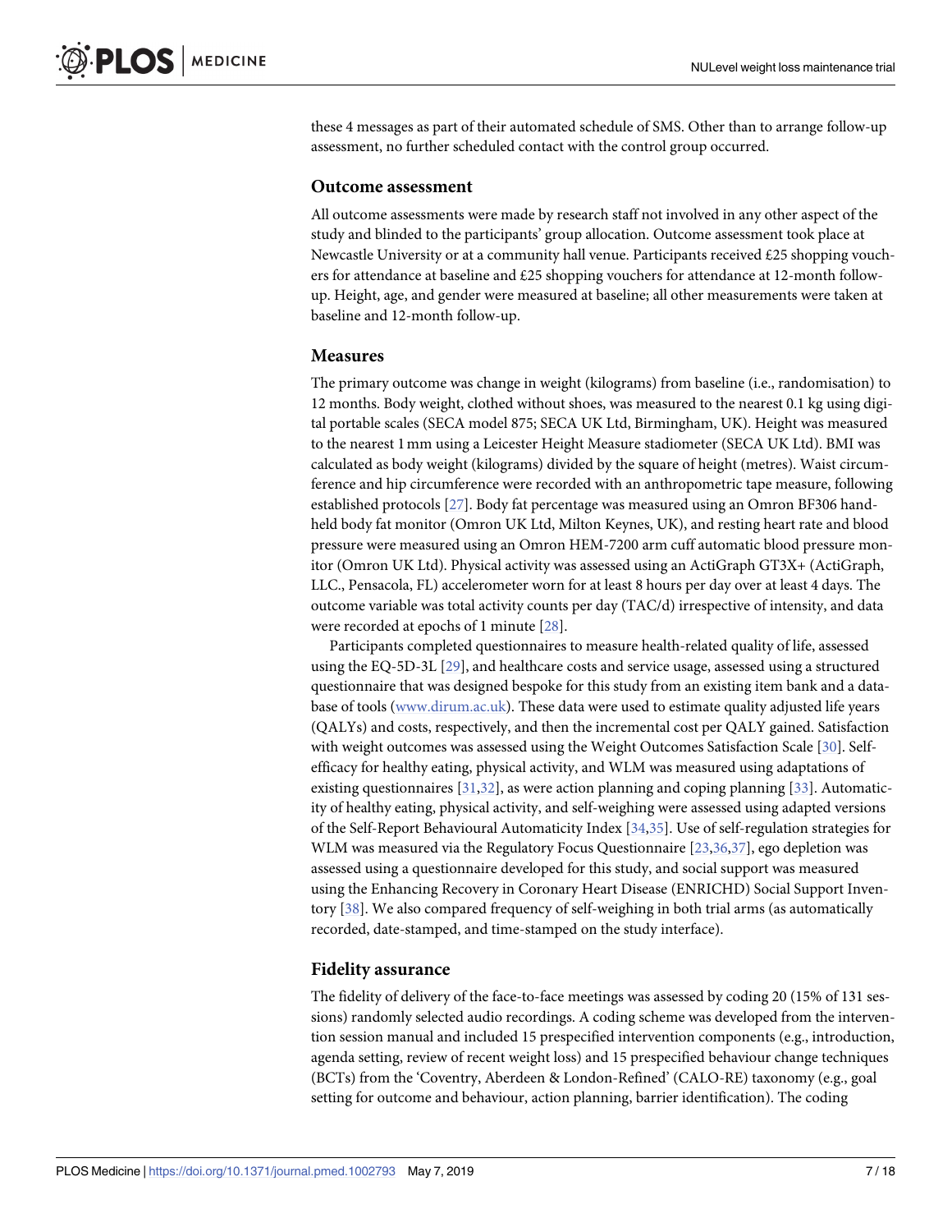these 4 messages as part of their automated schedule of SMS. Other than to arrange follow-up assessment, no further scheduled contact with the control group occurred.

### Outcome assessment

All outcome assessments were made by research staff not involved in any other aspect of the study and blinded to the participants' group allocation. Outcome assessment took place at Newcastle University or at a community hall venue. Participants received £25 shopping vouchers for attendance at baseline and £25 shopping vouchers for attendance at 12-month follow-up. Height, age, and gender were measured at baseline; all other measurements were taken at baseline and 12-month follow-up.

### Measures

The primary outcome was change in weight (kilograms) from baseline (i.e., randomisation) to 12 months. Body weight, clothed without shoes, was measured to the nearest 0.1 kg using digital portable scales (SECA model 875; SECA UK Ltd, Birmingham, UK). Height was measured to the nearest 1 mm using a Leicester Height Measure stadiometer (SECA UK Ltd). BMI was calculated as body weight (kilograms) divided by the square of height (metres). Waist circumference and hip circumference were recorded with an anthropometric tape measure, following established protocols [27]. Body fat percentage was measured using an Omron BF306 handheld body fat monitor (Omron UK Ltd, Milton Keynes, UK), and resting heart rate and blood pressure were measured using an Omron HEM-7200 arm cuff automatic blood pressure monitor (Omron UK Ltd). Physical activity was assessed using an ActiGraph GT3X+ (ActiGraph, LLC., Pensacola, FL) accelerometer worn for at least 8 hours per day over at least 4 days. The outcome variable was total activity counts per day (TAC/d) irrespective of intensity, and data were recorded at epochs of 1 minute [28].

Participants completed questionnaires to measure health-related quality of life, assessed using the EQ-5D-3L [29], and healthcare costs and service usage, assessed using a structured questionnaire that was designed bespoke for this study from an existing item bank and a database of tools (www.dirum.ac.uk). These data were used to estimate quality adjusted life years (QALYs) and costs, respectively, and then the incremental cost per QALY gained. Satisfaction with weight outcomes was assessed using the Weight Outcomes Satisfaction Scale [30]. Self-efficacy for healthy eating, physical activity, and WLM was measured using adaptations of existing questionnaires [31,32], as were action planning and coping planning [33]. Automaticity of healthy eating, physical activity, and self-weighing were assessed using adapted versions of the Self-Report Behavioural Automaticity Index [34,35]. Use of self-regulation strategies for WLM was measured via the Regulatory Focus Questionnaire [23,36,37], ego depletion was assessed using a questionnaire developed for this study, and social support was measured using the Enhancing Recovery in Coronary Heart Disease (ENRICHD) Social Support Inventory [38]. We also compared frequency of self-weighing in both trial arms (as automatically recorded, date-stamped, and time-stamped on the study interface).

### Fidelity assurance

The fidelity of delivery of the face-to-face meetings was assessed by coding 20 (15% of 131 sessions) randomly selected audio recordings. A coding scheme was developed from the intervention session manual and included 15 prespecified intervention components (e.g., introduction, agenda setting, review of recent weight loss) and 15 prespecified behaviour change techniques (BCTs) from the 'Coventry, Aberdeen & London-Refined' (CALO-RE) taxonomy (e.g., goal setting for outcome and behaviour, action planning, barrier identification). The coding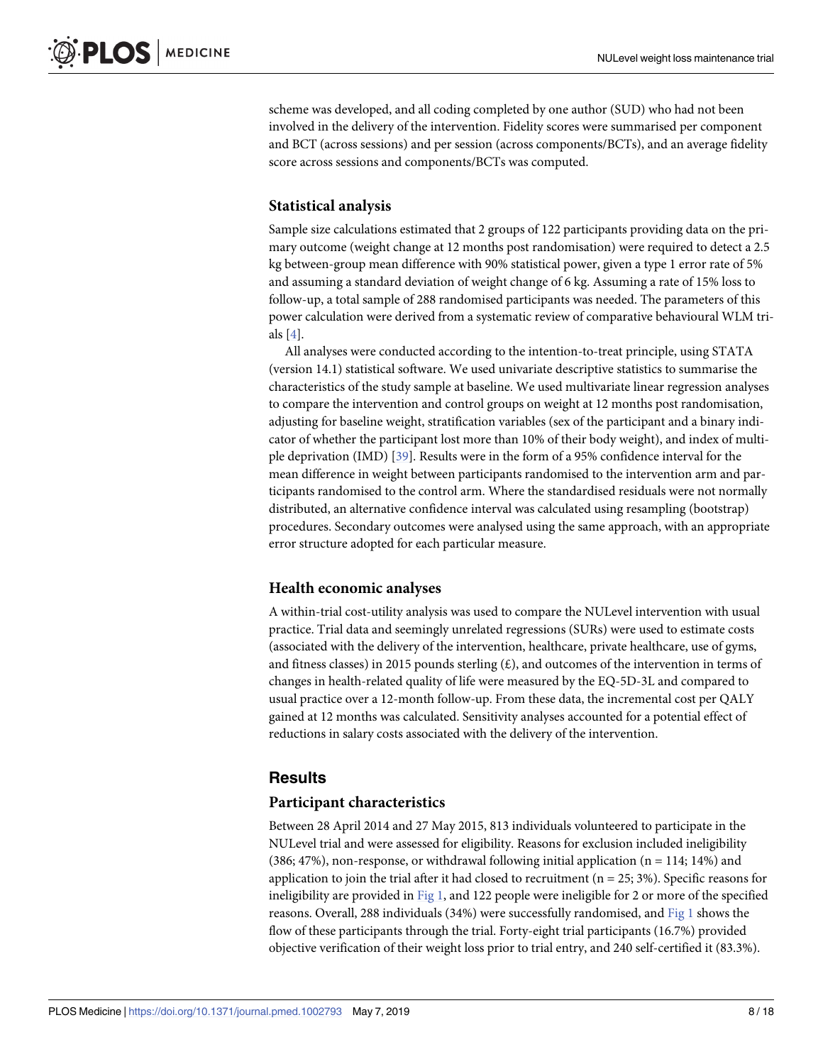scheme was developed, and all coding completed by one author (SUD) who had not been involved in the delivery of the intervention. Fidelity scores were summarised per component and BCT (across sessions) and per session (across components/BCTs), and an average fidelity score across sessions and components/BCTs was computed.

### Statistical analysis

Sample size calculations estimated that 2 groups of 122 participants providing data on the primary outcome (weight change at 12 months post randomisation) were required to detect a 2.5 kg between-group mean difference with 90% statistical power, given a type 1 error rate of 5% and assuming a standard deviation of weight change of 6 kg. Assuming a rate of 15% loss to follow-up, a total sample of 288 randomised participants was needed. The parameters of this power calculation were derived from a systematic review of comparative behavioural WLM trials [4].

All analyses were conducted according to the intention-to-treat principle, using STATA (version 14.1) statistical software. We used univariate descriptive statistics to summarise the characteristics of the study sample at baseline. We used multivariate linear regression analyses to compare the intervention and control groups on weight at 12 months post randomisation, adjusting for baseline weight, stratification variables (sex of the participant and a binary indicator of whether the participant lost more than 10% of their body weight), and index of multiple deprivation (IMD) [39]. Results were in the form of a 95% confidence interval for the mean difference in weight between participants randomised to the intervention arm and participants randomised to the control arm. Where the standardised residuals were not normally distributed, an alternative confidence interval was calculated using resampling (bootstrap) procedures. Secondary outcomes were analysed using the same approach, with an appropriate error structure adopted for each particular measure.

### Health economic analyses

A within-trial cost-utility analysis was used to compare the NULevel intervention with usual practice. Trial data and seemingly unrelated regressions (SURs) were used to estimate costs (associated with the delivery of the intervention, healthcare, private healthcare, use of gyms, and fitness classes) in 2015 pounds sterling (£), and outcomes of the intervention in terms of changes in health-related quality of life were measured by the EQ-5D-3L and compared to usual practice over a 12-month follow-up. From these data, the incremental cost per QALY gained at 12 months was calculated. Sensitivity analyses accounted for a potential effect of reductions in salary costs associated with the delivery of the intervention.

## Results

### Participant characteristics

Between 28 April 2014 and 27 May 2015, 813 individuals volunteered to participate in the NULevel trial and were assessed for eligibility. Reasons for exclusion included ineligibility (386; 47%), non-response, or withdrawal following initial application (n = 114; 14%) and application to join the trial after it had closed to recruitment (n = 25; 3%). Specific reasons for ineligibility are provided in Fig 1, and 122 people were ineligible for 2 or more of the specified reasons. Overall, 288 individuals (34%) were successfully randomised, and Fig 1 shows the flow of these participants through the trial. Forty-eight trial participants (16.7%) provided objective verification of their weight loss prior to trial entry, and 240 self-certified it (83.3%).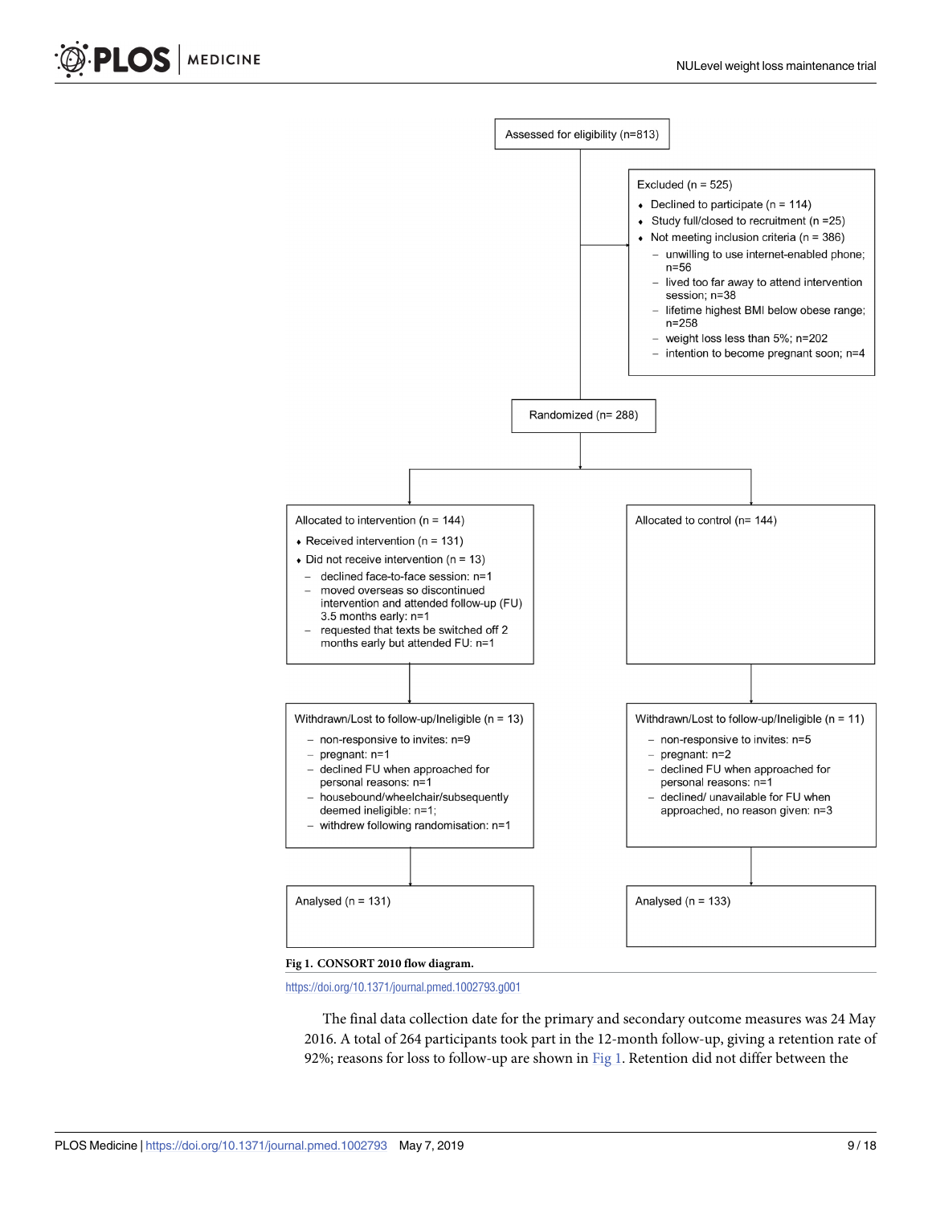Assessed for eligibility (n=813)

Excluded (n = 525)

- Declined to participate (n = 114)
- Study full/closed to recruitment (n =25)
- Not meeting inclusion criteria (n = 386)
  - unwilling to use internet-enabled phone; n=56
  - lived too far away to attend intervention session; n=38
  - lifetime highest BMI below obese range; n=258
  - weight loss less than 5%; n=202
  - intention to become pregnant soon; n=4

Randomized (n= 288)

Allocated to intervention (n = 144)

- Received intervention (n = 131)
- Did not receive intervention (n = 13)
  - declined face-to-face session: n=1
  - moved overseas so discontinued intervention and attended follow-up (FU) 3.5 months early: n=1
  - requested that texts be switched off 2 months early but attended FU: n=1

Allocated to control (n= 144)

Withdrawn/Lost to follow-up/Ineligible (n = 13)

- non-responsive to invites: n=9
- pregnant: n=1
- declined FU when approached for personal reasons: n=1
- housebound/wheelchair/subsequently deemed ineligible: n=1;
- withdrew following randomisation: n=1

Withdrawn/Lost to follow-up/Ineligible (n = 11)

- non-responsive to invites: n=5
- pregnant: n=2
- declined FU when approached for personal reasons: n=1
- declined/ unavailable for FU when approached, no reason given: n=3

Analysed (n = 131)

Analysed (n = 133)

**Fig 1. CONSORT 2010 flow diagram.**

https://doi.org/10.1371/journal.pmed.1002793.g001

The final data collection date for the primary and secondary outcome measures was 24 May 2016. A total of 264 participants took part in the 12-month follow-up, giving a retention rate of 92%; reasons for loss to follow-up are shown in Fig 1. Retention did not differ between the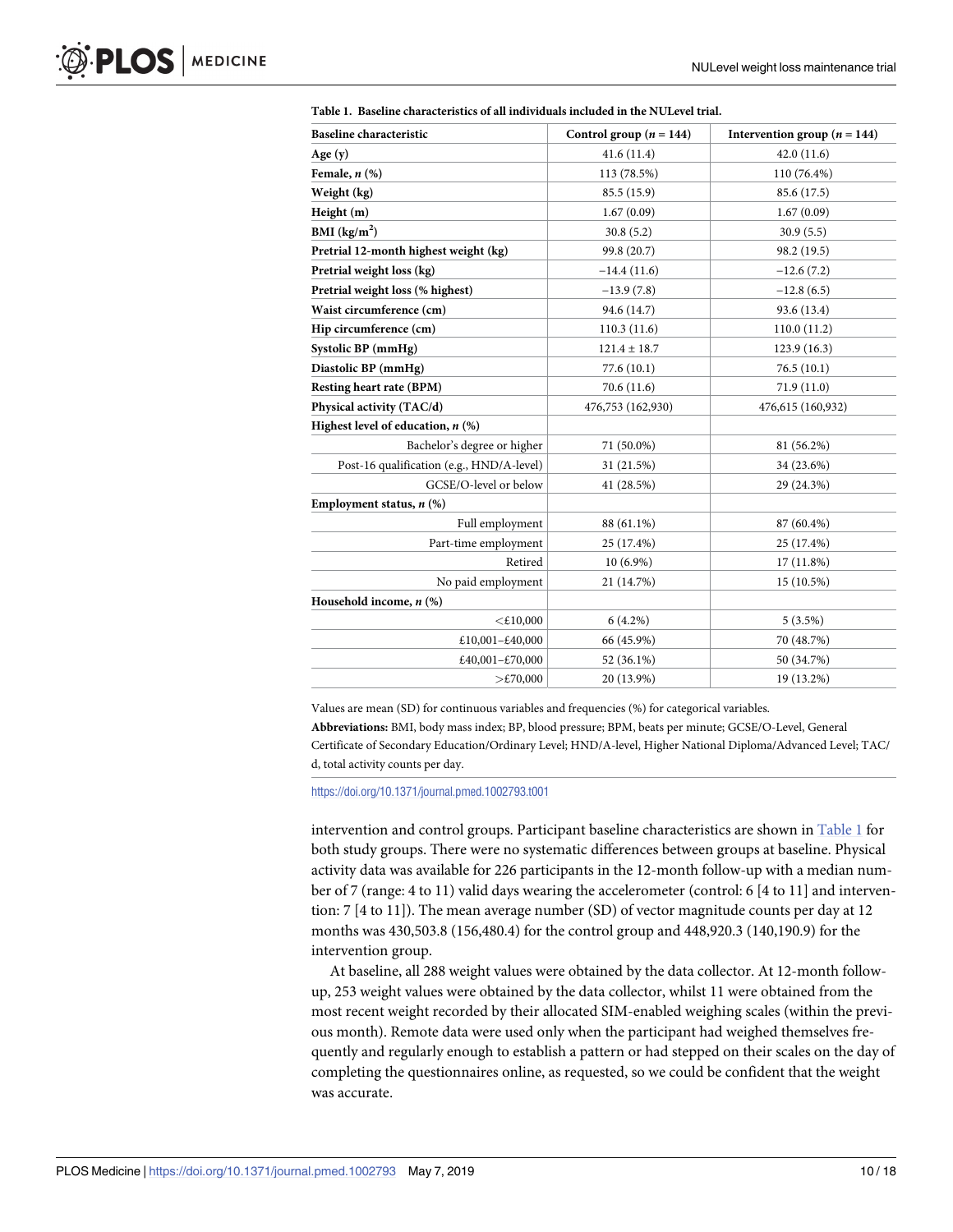**Table 1. Baseline characteristics of all individuals included in the NULevel trial.**

| Baseline characteristic | Control group ($n$ = 144) | Intervention group ($n$ = 144) |
|---|---|---|
| **Age (y)** | 41.6 (11.4) | 42.0 (11.6) |
| **Female, *n* (%)** | 113 (78.5%) | 110 (76.4%) |
| **Weight (kg)** | 85.5 (15.9) | 85.6 (17.5) |
| **Height (m)** | 1.67 (0.09) | 1.67 (0.09) |
| **BMI (kg/m$^2$)** | 30.8 (5.2) | 30.9 (5.5) |
| **Pretrial 12-month highest weight (kg)** | 99.8 (20.7) | 98.2 (19.5) |
| **Pretrial weight loss (kg)** | −14.4 (11.6) | −12.6 (7.2) |
| **Pretrial weight loss (% highest)** | −13.9 (7.8) | −12.8 (6.5) |
| **Waist circumference (cm)** | 94.6 (14.7) | 93.6 (13.4) |
| **Hip circumference (cm)** | 110.3 (11.6) | 110.0 (11.2) |
| **Systolic BP (mmHg)** | 121.4 ± 18.7 | 123.9 (16.3) |
| **Diastolic BP (mmHg)** | 77.6 (10.1) | 76.5 (10.1) |
| **Resting heart rate (BPM)** | 70.6 (11.6) | 71.9 (11.0) |
| **Physical activity (TAC/d)** | 476,753 (162,930) | 476,615 (160,932) |
| **Highest level of education, *n* (%)** | | |
| Bachelor's degree or higher | 71 (50.0%) | 81 (56.2%) |
| Post-16 qualification (e.g., HND/A-level) | 31 (21.5%) | 34 (23.6%) |
| GCSE/O-level or below | 41 (28.5%) | 29 (24.3%) |
| **Employment status, *n* (%)** | | |
| Full employment | 88 (61.1%) | 87 (60.4%) |
| Part-time employment | 25 (17.4%) | 25 (17.4%) |
| Retired | 10 (6.9%) | 17 (11.8%) |
| No paid employment | 21 (14.7%) | 15 (10.5%) |
| **Household income, *n* (%)** | | |
| <£10,000 | 6 (4.2%) | 5 (3.5%) |
| £10,001–£40,000 | 66 (45.9%) | 70 (48.7%) |
| £40,001–£70,000 | 52 (36.1%) | 50 (34.7%) |
| >£70,000 | 20 (13.9%) | 19 (13.2%) |

Values are mean (SD) for continuous variables and frequencies (%) for categorical variables.

**Abbreviations:** BMI, body mass index; BP, blood pressure; BPM, beats per minute; GCSE/O-Level, General Certificate of Secondary Education/Ordinary Level; HND/A-level, Higher National Diploma/Advanced Level; TAC/d, total activity counts per day.

https://doi.org/10.1371/journal.pmed.1002793.t001

intervention and control groups. Participant baseline characteristics are shown in Table 1 for both study groups. There were no systematic differences between groups at baseline. Physical activity data was available for 226 participants in the 12-month follow-up with a median number of 7 (range: 4 to 11) valid days wearing the accelerometer (control: 6 [4 to 11] and intervention: 7 [4 to 11]). The mean average number (SD) of vector magnitude counts per day at 12 months was 430,503.8 (156,480.4) for the control group and 448,920.3 (140,190.9) for the intervention group.

At baseline, all 288 weight values were obtained by the data collector. At 12-month follow-up, 253 weight values were obtained by the data collector, whilst 11 were obtained from the most recent weight recorded by their allocated SIM-enabled weighing scales (within the previous month). Remote data were used only when the participant had weighed themselves frequently and regularly enough to establish a pattern or had stepped on their scales on the day of completing the questionnaires online, as requested, so we could be confident that the weight was accurate.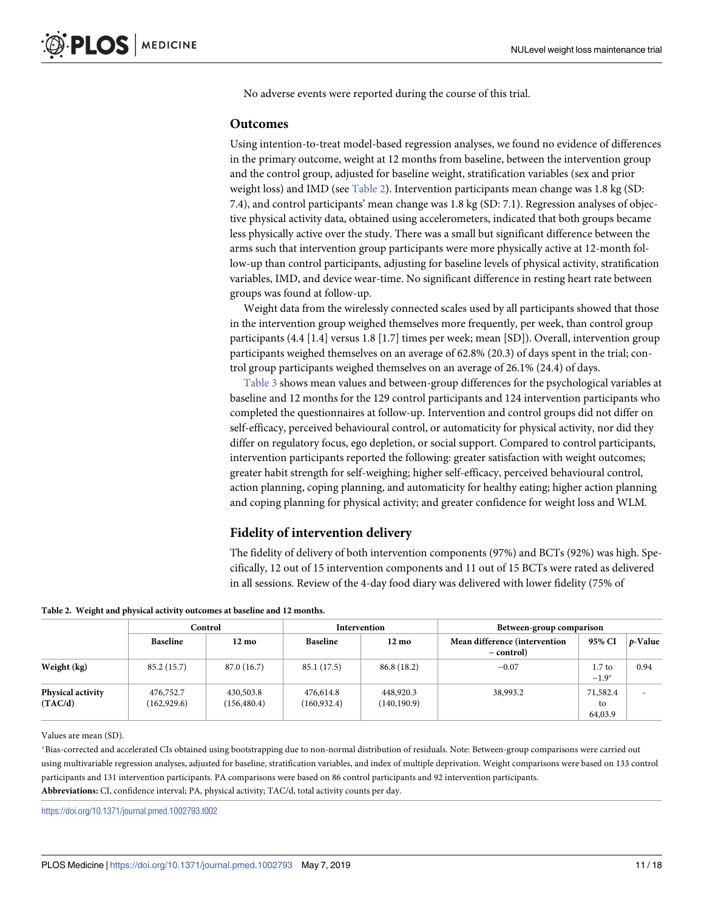No adverse events were reported during the course of this trial.

## Outcomes

Using intention-to-treat model-based regression analyses, we found no evidence of differences in the primary outcome, weight at 12 months from baseline, between the intervention group and the control group, adjusted for baseline weight, stratification variables (sex and prior weight loss) and IMD (see Table 2). Intervention participants mean change was 1.8 kg (SD: 7.4), and control participants' mean change was 1.8 kg (SD: 7.1). Regression analyses of objective physical activity data, obtained using accelerometers, indicated that both groups became less physically active over the study. There was a small but significant difference between the arms such that intervention group participants were more physically active at 12-month follow-up than control participants, adjusting for baseline levels of physical activity, stratification variables, IMD, and device wear-time. No significant difference in resting heart rate between groups was found at follow-up.

Weight data from the wirelessly connected scales used by all participants showed that those in the intervention group weighed themselves more frequently, per week, than control group participants (4.4 [1.4] versus 1.8 [1.7] times per week; mean [SD]). Overall, intervention group participants weighed themselves on an average of 62.8% (20.3) of days spent in the trial; control group participants weighed themselves on an average of 26.1% (24.4) of days.

Table 3 shows mean values and between-group differences for the psychological variables at baseline and 12 months for the 129 control participants and 124 intervention participants who completed the questionnaires at follow-up. Intervention and control groups did not differ on self-efficacy, perceived behavioural control, or automaticity for physical activity, nor did they differ on regulatory focus, ego depletion, or social support. Compared to control participants, intervention participants reported the following: greater satisfaction with weight outcomes; greater habit strength for self-weighing; higher self-efficacy, perceived behavioural control, action planning, coping planning, and automaticity for healthy eating; higher action planning and coping planning for physical activity; and greater confidence for weight loss and WLM.

## Fidelity of intervention delivery

The fidelity of delivery of both intervention components (97%) and BCTs (92%) was high. Specifically, 12 out of 15 intervention components and 11 out of 15 BCTs were rated as delivered in all sessions. Review of the 4-day food diary was delivered with lower fidelity (75% of

**Table 2. Weight and physical activity outcomes at baseline and 12 months.**

| | Control | | Intervention | | Between-group comparison | | |
|---|---|---|---|---|---|---|---|
| | Baseline | 12 mo | Baseline | 12 mo | Mean difference (intervention − control) | 95% CI | *p*-Value |
| **Weight (kg)** | 85.2 (15.7) | 87.0 (16.7) | 85.1 (17.5) | 86.8 (18.2) | −0.07 | 1.7 to −1.9* | 0.94 |
| **Physical activity (TAC/d)** | 476,752.7 (162,929.6) | 430,503.8 (156,480.4) | 476,614.8 (160,932.4) | 448,920.3 (140,190.9) | 38,993.2 | 71,582.4 to 64,03.9 | - |

Values are mean (SD).

*Bias-corrected and accelerated CIs obtained using bootstrapping due to non-normal distribution of residuals. Note: Between-group comparisons were carried out using multivariable regression analyses, adjusted for baseline, stratification variables, and index of multiple deprivation. Weight comparisons were based on 133 control participants and 131 intervention participants. PA comparisons were based on 86 control participants and 92 intervention participants.

**Abbreviations:** CI, confidence interval; PA, physical activity; TAC/d, total activity counts per day.

https://doi.org/10.1371/journal.pmed.1002793.t002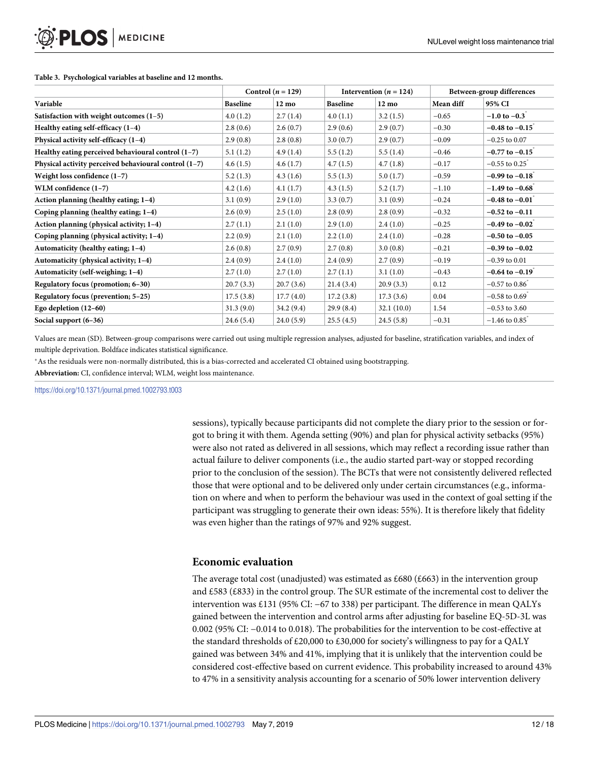**Table 3. Psychological variables at baseline and 12 months.**

| | Control (*n* = 129) | | Intervention (*n* = 124) | | Between-group differences | |
|---|---|---|---|---|---|---|
| **Variable** | **Baseline** | **12 mo** | **Baseline** | **12 mo** | **Mean diff** | **95% CI** |
| **Satisfaction with weight outcomes (1–5)** | 4.0 (1.2) | 2.7 (1.4) | 4.0 (1.1) | 3.2 (1.5) | −0.65 | **−1.0 to −0.3*** |
| **Healthy eating self-efficacy (1–4)** | 2.8 (0.6) | 2.6 (0.7) | 2.9 (0.6) | 2.9 (0.7) | −0.30 | **−0.48 to −0.15*** |
| **Physical activity self-efficacy (1–4)** | 2.9 (0.8) | 2.8 (0.8) | 3.0 (0.7) | 2.9 (0.7) | −0.09 | −0.25 to 0.07 |
| **Healthy eating perceived behavioural control (1–7)** | 5.1 (1.2) | 4.9 (1.4) | 5.5 (1.2) | 5.5 (1.4) | −0.46 | **−0.77 to −0.15*** |
| **Physical activity perceived behavioural control (1–7)** | 4.6 (1.5) | 4.6 (1.7) | 4.7 (1.5) | 4.7 (1.8) | −0.17 | −0.55 to 0.25* |
| **Weight loss confidence (1–7)** | 5.2 (1.3) | 4.3 (1.6) | 5.5 (1.3) | 5.0 (1.7) | −0.59 | **−0.99 to −0.18*** |
| **WLM confidence (1–7)** | 4.2 (1.6) | 4.1 (1.7) | 4.3 (1.5) | 5.2 (1.7) | −1.10 | **−1.49 to −0.68*** |
| **Action planning (healthy eating; 1–4)** | 3.1 (0.9) | 2.9 (1.0) | 3.3 (0.7) | 3.1 (0.9) | −0.24 | **−0.48 to −0.01*** |
| **Coping planning (healthy eating; 1–4)** | 2.6 (0.9) | 2.5 (1.0) | 2.8 (0.9) | 2.8 (0.9) | −0.32 | **−0.52 to −0.11** |
| **Action planning (physical activity; 1–4)** | 2.7 (1.1) | 2.1 (1.0) | 2.9 (1.0) | 2.4 (1.0) | −0.25 | **−0.49 to −0.02*** |
| **Coping planning (physical activity; 1–4)** | 2.2 (0.9) | 2.1 (1.0) | 2.2 (1.0) | 2.4 (1.0) | −0.28 | **−0.50 to −0.05** |
| **Automaticity (healthy eating; 1–4)** | 2.6 (0.8) | 2.7 (0.9) | 2.7 (0.8) | 3.0 (0.8) | −0.21 | **−0.39 to −0.02** |
| **Automaticity (physical activity; 1–4)** | 2.4 (0.9) | 2.4 (1.0) | 2.4 (0.9) | 2.7 (0.9) | −0.19 | −0.39 to 0.01 |
| **Automaticity (self-weighing; 1–4)** | 2.7 (1.0) | 2.7 (1.0) | 2.7 (1.1) | 3.1 (1.0) | −0.43 | **−0.64 to −0.19*** |
| **Regulatory focus (promotion; 6–30)** | 20.7 (3.3) | 20.7 (3.6) | 21.4 (3.4) | 20.9 (3.3) | 0.12 | −0.57 to 0.86* |
| **Regulatory focus (prevention; 5–25)** | 17.5 (3.8) | 17.7 (4.0) | 17.2 (3.8) | 17.3 (3.6) | 0.04 | −0.58 to 0.69* |
| **Ego depletion (12–60)** | 31.3 (9.0) | 34.2 (9.4) | 29.9 (8.4) | 32.1 (10.0) | 1.54 | −0.53 to 3.60 |
| **Social support (6–36)** | 24.6 (5.4) | 24.0 (5.9) | 25.5 (4.5) | 24.5 (5.8) | −0.31 | −1.46 to 0.85* |

Values are mean (SD). Between-group comparisons were carried out using multiple regression analyses, adjusted for baseline, stratification variables, and index of multiple deprivation. Boldface indicates statistical significance.

*As the residuals were non-normally distributed, this is a bias-corrected and accelerated CI obtained using bootstrapping.

**Abbreviation:** CI, confidence interval; WLM, weight loss maintenance.

https://doi.org/10.1371/journal.pmed.1002793.t003

sessions), typically because participants did not complete the diary prior to the session or forgot to bring it with them. Agenda setting (90%) and plan for physical activity setbacks (95%) were also not rated as delivered in all sessions, which may reflect a recording issue rather than actual failure to deliver components (i.e., the audio started part-way or stopped recording prior to the conclusion of the session). The BCTs that were not consistently delivered reflected those that were optional and to be delivered only under certain circumstances (e.g., information on where and when to perform the behaviour was used in the context of goal setting if the participant was struggling to generate their own ideas: 55%). It is therefore likely that fidelity was even higher than the ratings of 97% and 92% suggest.

## Economic evaluation

The average total cost (unadjusted) was estimated as £680 (£663) in the intervention group and £583 (£833) in the control group. The SUR estimate of the incremental cost to deliver the intervention was £131 (95% CI: −67 to 338) per participant. The difference in mean QALYs gained between the intervention and control arms after adjusting for baseline EQ-5D-3L was 0.002 (95% CI: −0.014 to 0.018). The probabilities for the intervention to be cost-effective at the standard thresholds of £20,000 to £30,000 for society's willingness to pay for a QALY gained was between 34% and 41%, implying that it is unlikely that the intervention could be considered cost-effective based on current evidence. This probability increased to around 43% to 47% in a sensitivity analysis accounting for a scenario of 50% lower intervention delivery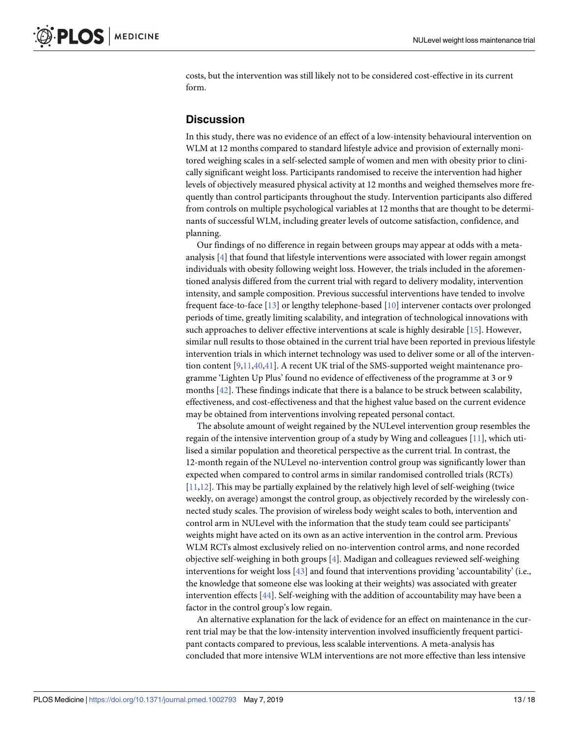costs, but the intervention was still likely not to be considered cost-effective in its current form.

## Discussion

In this study, there was no evidence of an effect of a low-intensity behavioural intervention on WLM at 12 months compared to standard lifestyle advice and provision of externally monitored weighing scales in a self-selected sample of women and men with obesity prior to clinically significant weight loss. Participants randomised to receive the intervention had higher levels of objectively measured physical activity at 12 months and weighed themselves more frequently than control participants throughout the study. Intervention participants also differed from controls on multiple psychological variables at 12 months that are thought to be determinants of successful WLM, including greater levels of outcome satisfaction, confidence, and planning.

Our findings of no difference in regain between groups may appear at odds with a meta-analysis [4] that found that lifestyle interventions were associated with lower regain amongst individuals with obesity following weight loss. However, the trials included in the aforementioned analysis differed from the current trial with regard to delivery modality, intervention intensity, and sample composition. Previous successful interventions have tended to involve frequent face-to-face [13] or lengthy telephone-based [10] intervener contacts over prolonged periods of time, greatly limiting scalability, and integration of technological innovations with such approaches to deliver effective interventions at scale is highly desirable [15]. However, similar null results to those obtained in the current trial have been reported in previous lifestyle intervention trials in which internet technology was used to deliver some or all of the intervention content [9,11,40,41]. A recent UK trial of the SMS-supported weight maintenance programme 'Lighten Up Plus' found no evidence of effectiveness of the programme at 3 or 9 months [42]. These findings indicate that there is a balance to be struck between scalability, effectiveness, and cost-effectiveness and that the highest value based on the current evidence may be obtained from interventions involving repeated personal contact.

The absolute amount of weight regained by the NULevel intervention group resembles the regain of the intensive intervention group of a study by Wing and colleagues [11], which utilised a similar population and theoretical perspective as the current trial. In contrast, the 12-month regain of the NULevel no-intervention control group was significantly lower than expected when compared to control arms in similar randomised controlled trials (RCTs) [11,12]. This may be partially explained by the relatively high level of self-weighing (twice weekly, on average) amongst the control group, as objectively recorded by the wirelessly connected study scales. The provision of wireless body weight scales to both, intervention and control arm in NULevel with the information that the study team could see participants' weights might have acted on its own as an active intervention in the control arm. Previous WLM RCTs almost exclusively relied on no-intervention control arms, and none recorded objective self-weighing in both groups [4]. Madigan and colleagues reviewed self-weighing interventions for weight loss [43] and found that interventions providing 'accountability' (i.e., the knowledge that someone else was looking at their weights) was associated with greater intervention effects [44]. Self-weighing with the addition of accountability may have been a factor in the control group's low regain.

An alternative explanation for the lack of evidence for an effect on maintenance in the current trial may be that the low-intensity intervention involved insufficiently frequent participant contacts compared to previous, less scalable interventions. A meta-analysis has concluded that more intensive WLM interventions are not more effective than less intensive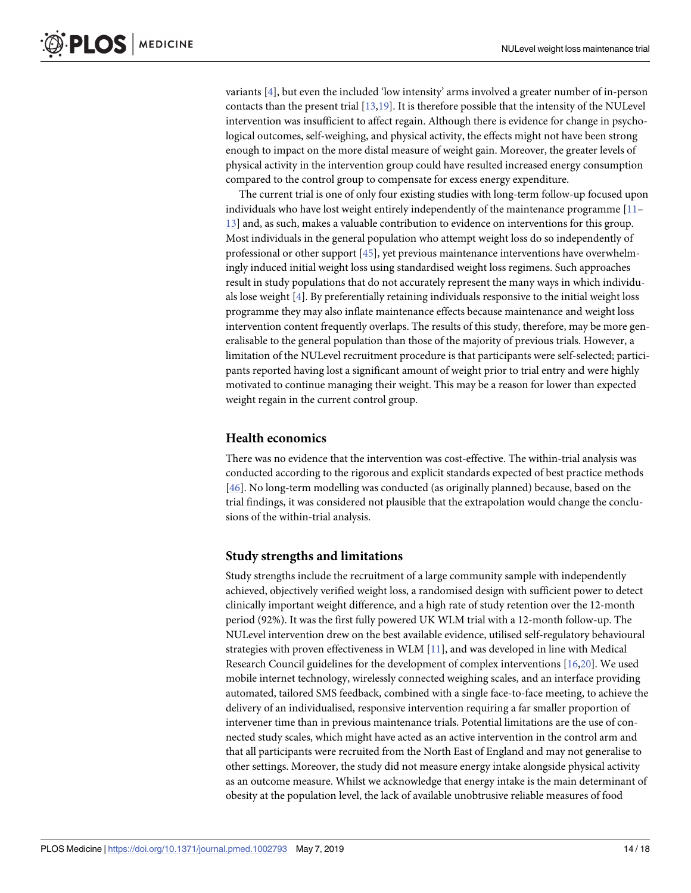variants [4], but even the included 'low intensity' arms involved a greater number of in-person contacts than the present trial [13,19]. It is therefore possible that the intensity of the NULevel intervention was insufficient to affect regain. Although there is evidence for change in psychological outcomes, self-weighing, and physical activity, the effects might not have been strong enough to impact on the more distal measure of weight gain. Moreover, the greater levels of physical activity in the intervention group could have resulted increased energy consumption compared to the control group to compensate for excess energy expenditure.

The current trial is one of only four existing studies with long-term follow-up focused upon individuals who have lost weight entirely independently of the maintenance programme [11–13] and, as such, makes a valuable contribution to evidence on interventions for this group. Most individuals in the general population who attempt weight loss do so independently of professional or other support [45], yet previous maintenance interventions have overwhelmingly induced initial weight loss using standardised weight loss regimens. Such approaches result in study populations that do not accurately represent the many ways in which individuals lose weight [4]. By preferentially retaining individuals responsive to the initial weight loss programme they may also inflate maintenance effects because maintenance and weight loss intervention content frequently overlaps. The results of this study, therefore, may be more generalisable to the general population than those of the majority of previous trials. However, a limitation of the NULevel recruitment procedure is that participants were self-selected; participants reported having lost a significant amount of weight prior to trial entry and were highly motivated to continue managing their weight. This may be a reason for lower than expected weight regain in the current control group.

## Health economics

There was no evidence that the intervention was cost-effective. The within-trial analysis was conducted according to the rigorous and explicit standards expected of best practice methods [46]. No long-term modelling was conducted (as originally planned) because, based on the trial findings, it was considered not plausible that the extrapolation would change the conclusions of the within-trial analysis.

## Study strengths and limitations

Study strengths include the recruitment of a large community sample with independently achieved, objectively verified weight loss, a randomised design with sufficient power to detect clinically important weight difference, and a high rate of study retention over the 12-month period (92%). It was the first fully powered UK WLM trial with a 12-month follow-up. The NULevel intervention drew on the best available evidence, utilised self-regulatory behavioural strategies with proven effectiveness in WLM [11], and was developed in line with Medical Research Council guidelines for the development of complex interventions [16,20]. We used mobile internet technology, wirelessly connected weighing scales, and an interface providing automated, tailored SMS feedback, combined with a single face-to-face meeting, to achieve the delivery of an individualised, responsive intervention requiring a far smaller proportion of intervener time than in previous maintenance trials. Potential limitations are the use of connected study scales, which might have acted as an active intervention in the control arm and that all participants were recruited from the North East of England and may not generalise to other settings. Moreover, the study did not measure energy intake alongside physical activity as an outcome measure. Whilst we acknowledge that energy intake is the main determinant of obesity at the population level, the lack of available unobtrusive reliable measures of food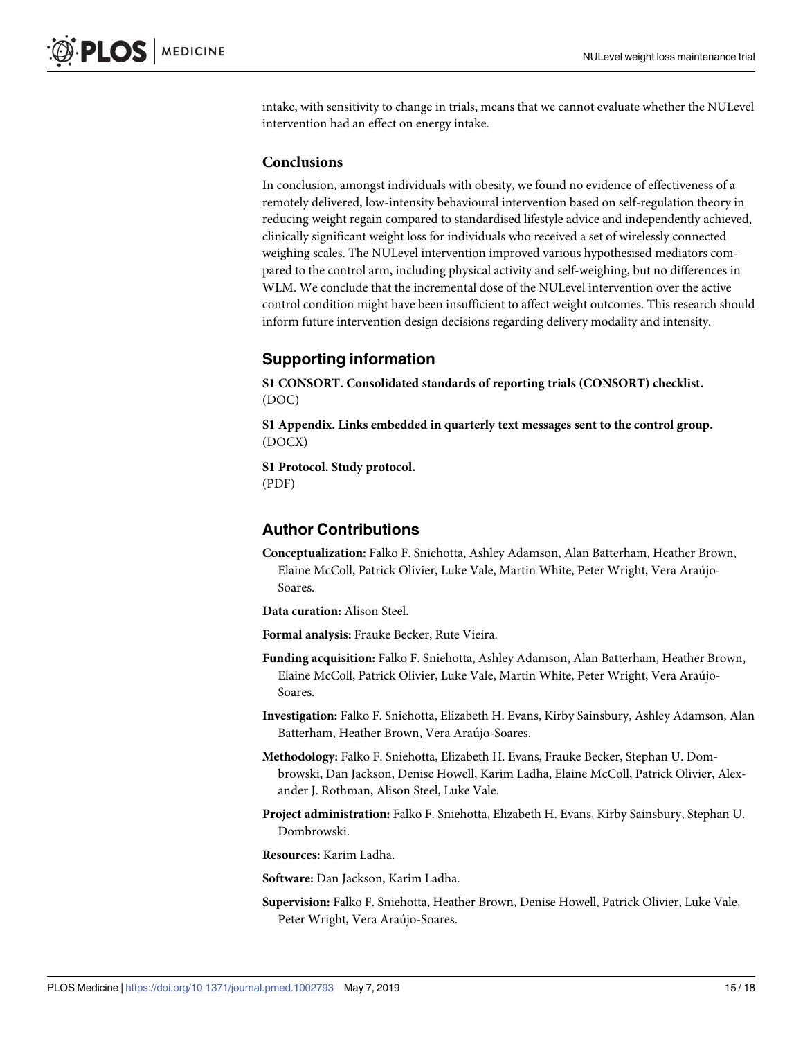intake, with sensitivity to change in trials, means that we cannot evaluate whether the NULevel intervention had an effect on energy intake.

## Conclusions

In conclusion, amongst individuals with obesity, we found no evidence of effectiveness of a remotely delivered, low-intensity behavioural intervention based on self-regulation theory in reducing weight regain compared to standardised lifestyle advice and independently achieved, clinically significant weight loss for individuals who received a set of wirelessly connected weighing scales. The NULevel intervention improved various hypothesised mediators compared to the control arm, including physical activity and self-weighing, but no differences in WLM. We conclude that the incremental dose of the NULevel intervention over the active control condition might have been insufficient to affect weight outcomes. This research should inform future intervention design decisions regarding delivery modality and intensity.

# Supporting information

**S1 CONSORT. Consolidated standards of reporting trials (CONSORT) checklist.**
(DOC)

**S1 Appendix. Links embedded in quarterly text messages sent to the control group.**
(DOCX)

**S1 Protocol. Study protocol.**
(PDF)

# Author Contributions

**Conceptualization:** Falko F. Sniehotta, Ashley Adamson, Alan Batterham, Heather Brown, Elaine McColl, Patrick Olivier, Luke Vale, Martin White, Peter Wright, Vera Araújo-Soares.

**Data curation:** Alison Steel.

**Formal analysis:** Frauke Becker, Rute Vieira.

**Funding acquisition:** Falko F. Sniehotta, Ashley Adamson, Alan Batterham, Heather Brown, Elaine McColl, Patrick Olivier, Luke Vale, Martin White, Peter Wright, Vera Araújo-Soares.

**Investigation:** Falko F. Sniehotta, Elizabeth H. Evans, Kirby Sainsbury, Ashley Adamson, Alan Batterham, Heather Brown, Vera Araújo-Soares.

**Methodology:** Falko F. Sniehotta, Elizabeth H. Evans, Frauke Becker, Stephan U. Dombrowski, Dan Jackson, Denise Howell, Karim Ladha, Elaine McColl, Patrick Olivier, Alexander J. Rothman, Alison Steel, Luke Vale.

**Project administration:** Falko F. Sniehotta, Elizabeth H. Evans, Kirby Sainsbury, Stephan U. Dombrowski.

**Resources:** Karim Ladha.

**Software:** Dan Jackson, Karim Ladha.

**Supervision:** Falko F. Sniehotta, Heather Brown, Denise Howell, Patrick Olivier, Luke Vale, Peter Wright, Vera Araújo-Soares.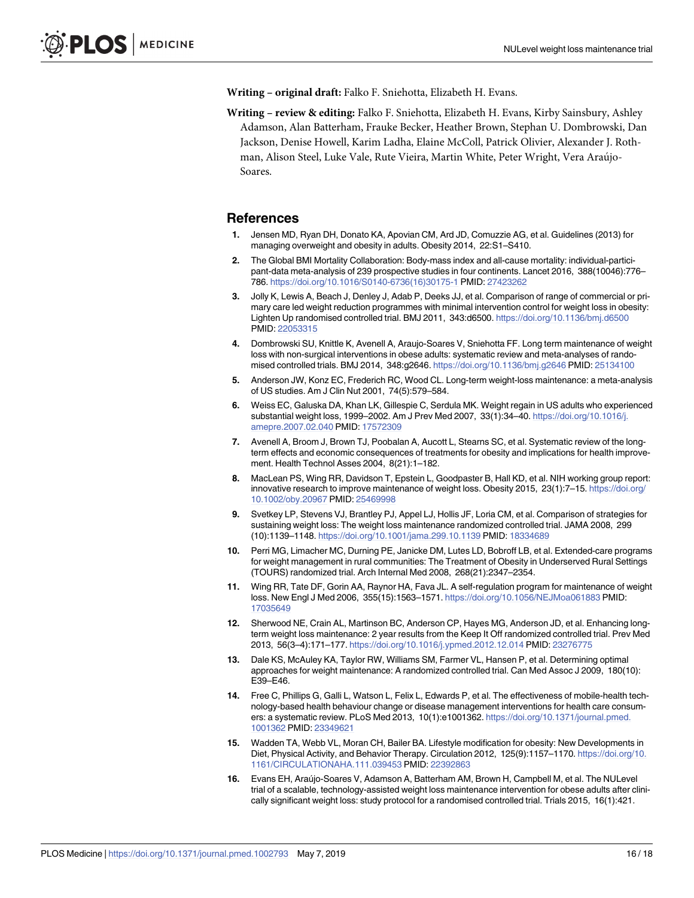**Writing – original draft:** Falko F. Sniehotta, Elizabeth H. Evans.

**Writing – review & editing:** Falko F. Sniehotta, Elizabeth H. Evans, Kirby Sainsbury, Ashley Adamson, Alan Batterham, Frauke Becker, Heather Brown, Stephan U. Dombrowski, Dan Jackson, Denise Howell, Karim Ladha, Elaine McColl, Patrick Olivier, Alexander J. Rothman, Alison Steel, Luke Vale, Rute Vieira, Martin White, Peter Wright, Vera Araújo-Soares.

## References

1. Jensen MD, Ryan DH, Donato KA, Apovian CM, Ard JD, Comuzzie AG, et al. Guidelines (2013) for managing overweight and obesity in adults. Obesity 2014, 22:S1–S410.
2. The Global BMI Mortality Collaboration: Body-mass index and all-cause mortality: individual-participant-data meta-analysis of 239 prospective studies in four continents. Lancet 2016, 388(10046):776–786. https://doi.org/10.1016/S0140-6736(16)30175-1 PMID: 27423262
3. Jolly K, Lewis A, Beach J, Denley J, Adab P, Deeks JJ, et al. Comparison of range of commercial or primary care led weight reduction programmes with minimal intervention control for weight loss in obesity: Lighten Up randomised controlled trial. BMJ 2011, 343:d6500. https://doi.org/10.1136/bmj.d6500 PMID: 22053315
4. Dombrowski SU, Knittle K, Avenell A, Araujo-Soares V, Sniehotta FF. Long term maintenance of weight loss with non-surgical interventions in obese adults: systematic review and meta-analyses of randomised controlled trials. BMJ 2014, 348:g2646. https://doi.org/10.1136/bmj.g2646 PMID: 25134100
5. Anderson JW, Konz EC, Frederich RC, Wood CL. Long-term weight-loss maintenance: a meta-analysis of US studies. Am J Clin Nut 2001, 74(5):579–584.
6. Weiss EC, Galuska DA, Khan LK, Gillespie C, Serdula MK. Weight regain in US adults who experienced substantial weight loss, 1999–2002. Am J Prev Med 2007, 33(1):34–40. https://doi.org/10.1016/j.amepre.2007.02.040 PMID: 17572309
7. Avenell A, Broom J, Brown TJ, Poobalan A, Aucott L, Stearns SC, et al. Systematic review of the long-term effects and economic consequences of treatments for obesity and implications for health improvement. Health Technol Asses 2004, 8(21):1–182.
8. MacLean PS, Wing RR, Davidson T, Epstein L, Goodpaster B, Hall KD, et al. NIH working group report: innovative research to improve maintenance of weight loss. Obesity 2015, 23(1):7–15. https://doi.org/10.1002/oby.20967 PMID: 25469998
9. Svetkey LP, Stevens VJ, Brantley PJ, Appel LJ, Hollis JF, Loria CM, et al. Comparison of strategies for sustaining weight loss: The weight loss maintenance randomized controlled trial. JAMA 2008, 299(10):1139–1148. https://doi.org/10.1001/jama.299.10.1139 PMID: 18334689
10. Perri MG, Limacher MC, Durning PE, Janicke DM, Lutes LD, Bobroff LB, et al. Extended-care programs for weight management in rural communities: The Treatment of Obesity in Underserved Rural Settings (TOURS) randomized trial. Arch Internal Med 2008, 268(21):2347–2354.
11. Wing RR, Tate DF, Gorin AA, Raynor HA, Fava JL. A self-regulation program for maintenance of weight loss. New Engl J Med 2006, 355(15):1563–1571. https://doi.org/10.1056/NEJMoa061883 PMID: 17035649
12. Sherwood NE, Crain AL, Martinson BC, Anderson CP, Hayes MG, Anderson JD, et al. Enhancing long-term weight loss maintenance: 2 year results from the Keep It Off randomized controlled trial. Prev Med 2013, 56(3–4):171–177. https://doi.org/10.1016/j.ypmed.2012.12.014 PMID: 23276775
13. Dale KS, McAuley KA, Taylor RW, Williams SM, Farmer VL, Hansen P, et al. Determining optimal approaches for weight maintenance: A randomized controlled trial. Can Med Assoc J 2009, 180(10):E39–E46.
14. Free C, Phillips G, Galli L, Watson L, Felix L, Edwards P, et al. The effectiveness of mobile-health technology-based health behaviour change or disease management interventions for health care consumers: a systematic review. PLoS Med 2013, 10(1):e1001362. https://doi.org/10.1371/journal.pmed.1001362 PMID: 23349621
15. Wadden TA, Webb VL, Moran CH, Bailer BA. Lifestyle modification for obesity: New Developments in Diet, Physical Activity, and Behavior Therapy. Circulation 2012, 125(9):1157–1170. https://doi.org/10.1161/CIRCULATIONAHA.111.039453 PMID: 22392863
16. Evans EH, Araújo-Soares V, Adamson A, Batterham AM, Brown H, Campbell M, et al. The NULevel trial of a scalable, technology-assisted weight loss maintenance intervention for obese adults after clinically significant weight loss: study protocol for a randomised controlled trial. Trials 2015, 16(1):421.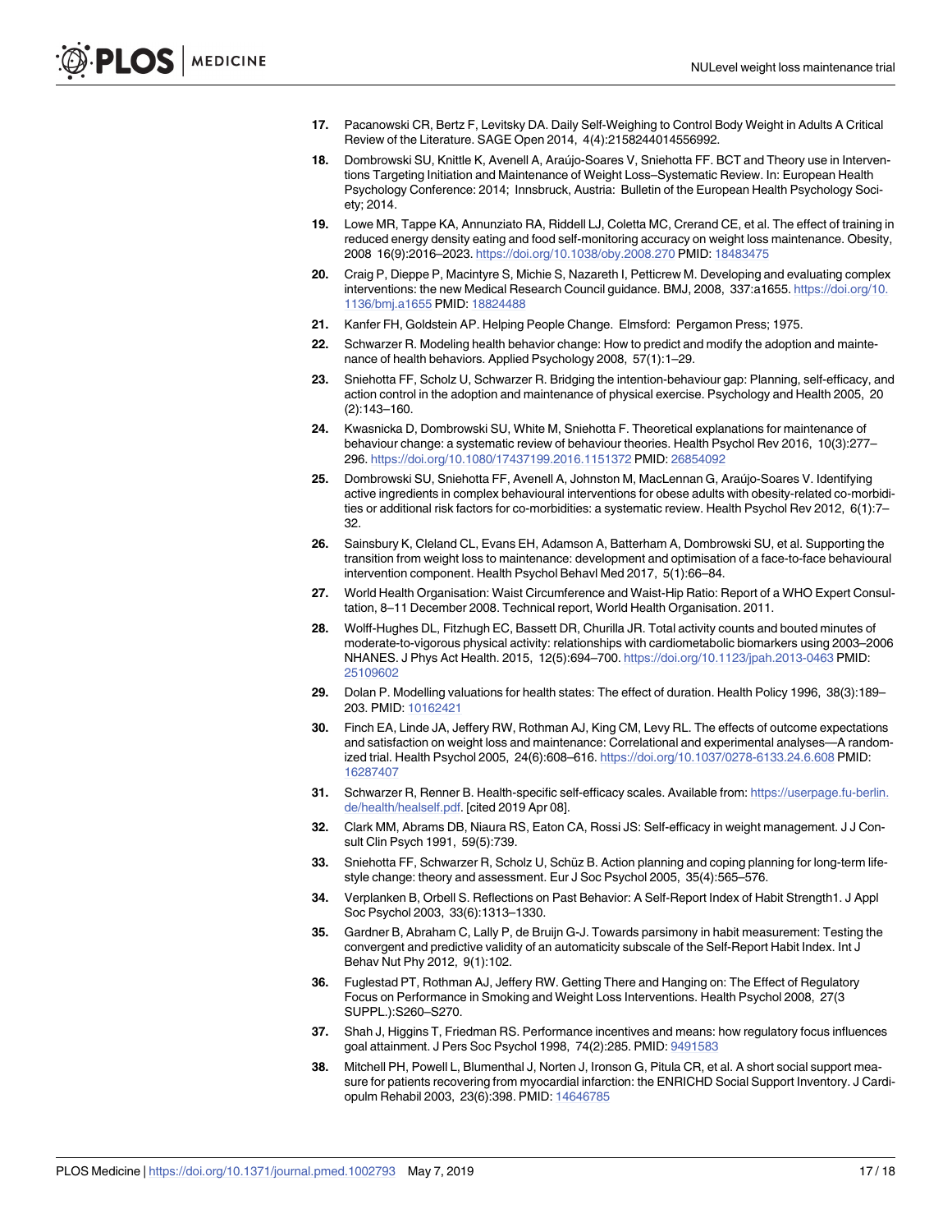17. Pacanowski CR, Bertz F, Levitsky DA. Daily Self-Weighing to Control Body Weight in Adults A Critical Review of the Literature. SAGE Open 2014, 4(4):2158244014556992.
18. Dombrowski SU, Knittle K, Avenell A, Araújo-Soares V, Sniehotta FF. BCT and Theory use in Interventions Targeting Initiation and Maintenance of Weight Loss–Systematic Review. In: European Health Psychology Conference: 2014; Innsbruck, Austria: Bulletin of the European Health Psychology Society; 2014.
19. Lowe MR, Tappe KA, Annunziato RA, Riddell LJ, Coletta MC, Crerand CE, et al. The effect of training in reduced energy density eating and food self-monitoring accuracy on weight loss maintenance. Obesity, 2008 16(9):2016–2023. https://doi.org/10.1038/oby.2008.270 PMID: 18483475
20. Craig P, Dieppe P, Macintyre S, Michie S, Nazareth I, Petticrew M. Developing and evaluating complex interventions: the new Medical Research Council guidance. BMJ, 2008, 337:a1655. https://doi.org/10.1136/bmj.a1655 PMID: 18824488
21. Kanfer FH, Goldstein AP. Helping People Change. Elmsford: Pergamon Press; 1975.
22. Schwarzer R. Modeling health behavior change: How to predict and modify the adoption and maintenance of health behaviors. Applied Psychology 2008, 57(1):1–29.
23. Sniehotta FF, Scholz U, Schwarzer R. Bridging the intention-behaviour gap: Planning, self-efficacy, and action control in the adoption and maintenance of physical exercise. Psychology and Health 2005, 20 (2):143–160.
24. Kwasnicka D, Dombrowski SU, White M, Sniehotta F. Theoretical explanations for maintenance of behaviour change: a systematic review of behaviour theories. Health Psychol Rev 2016, 10(3):277–296. https://doi.org/10.1080/17437199.2016.1151372 PMID: 26854092
25. Dombrowski SU, Sniehotta FF, Avenell A, Johnston M, MacLennan G, Araújo-Soares V. Identifying active ingredients in complex behavioural interventions for obese adults with obesity-related co-morbidities or additional risk factors for co-morbidities: a systematic review. Health Psychol Rev 2012, 6(1):7–32.
26. Sainsbury K, Cleland CL, Evans EH, Adamson A, Batterham A, Dombrowski SU, et al. Supporting the transition from weight loss to maintenance: development and optimisation of a face-to-face behavioural intervention component. Health Psychol Behavl Med 2017, 5(1):66–84.
27. World Health Organisation: Waist Circumference and Waist-Hip Ratio: Report of a WHO Expert Consultation, 8–11 December 2008. Technical report, World Health Organisation. 2011.
28. Wolff-Hughes DL, Fitzhugh EC, Bassett DR, Churilla JR. Total activity counts and bouted minutes of moderate-to-vigorous physical activity: relationships with cardiometabolic biomarkers using 2003–2006 NHANES. J Phys Act Health. 2015, 12(5):694–700. https://doi.org/10.1123/jpah.2013-0463 PMID: 25109602
29. Dolan P. Modelling valuations for health states: The effect of duration. Health Policy 1996, 38(3):189–203. PMID: 10162421
30. Finch EA, Linde JA, Jeffery RW, Rothman AJ, King CM, Levy RL. The effects of outcome expectations and satisfaction on weight loss and maintenance: Correlational and experimental analyses—A randomized trial. Health Psychol 2005, 24(6):608–616. https://doi.org/10.1037/0278-6133.24.6.608 PMID: 16287407
31. Schwarzer R, Renner B. Health-specific self-efficacy scales. Available from: https://userpage.fu-berlin.de/health/healself.pdf. [cited 2019 Apr 08].
32. Clark MM, Abrams DB, Niaura RS, Eaton CA, Rossi JS: Self-efficacy in weight management. J J Consult Clin Psych 1991, 59(5):739.
33. Sniehotta FF, Schwarzer R, Scholz U, Schüz B. Action planning and coping planning for long-term lifestyle change: theory and assessment. Eur J Soc Psychol 2005, 35(4):565–576.
34. Verplanken B, Orbell S. Reflections on Past Behavior: A Self-Report Index of Habit Strength1. J Appl Soc Psychol 2003, 33(6):1313–1330.
35. Gardner B, Abraham C, Lally P, de Bruijn G-J. Towards parsimony in habit measurement: Testing the convergent and predictive validity of an automaticity subscale of the Self-Report Habit Index. Int J Behav Nut Phy 2012, 9(1):102.
36. Fuglestad PT, Rothman AJ, Jeffery RW. Getting There and Hanging on: The Effect of Regulatory Focus on Performance in Smoking and Weight Loss Interventions. Health Psychol 2008, 27(3 SUPPL.):S260–S270.
37. Shah J, Higgins T, Friedman RS. Performance incentives and means: how regulatory focus influences goal attainment. J Pers Soc Psychol 1998, 74(2):285. PMID: 9491583
38. Mitchell PH, Powell L, Blumenthal J, Norten J, Ironson G, Pitula CR, et al. A short social support measure for patients recovering from myocardial infarction: the ENRICHD Social Support Inventory. J Cardiopulm Rehabil 2003, 23(6):398. PMID: 14646785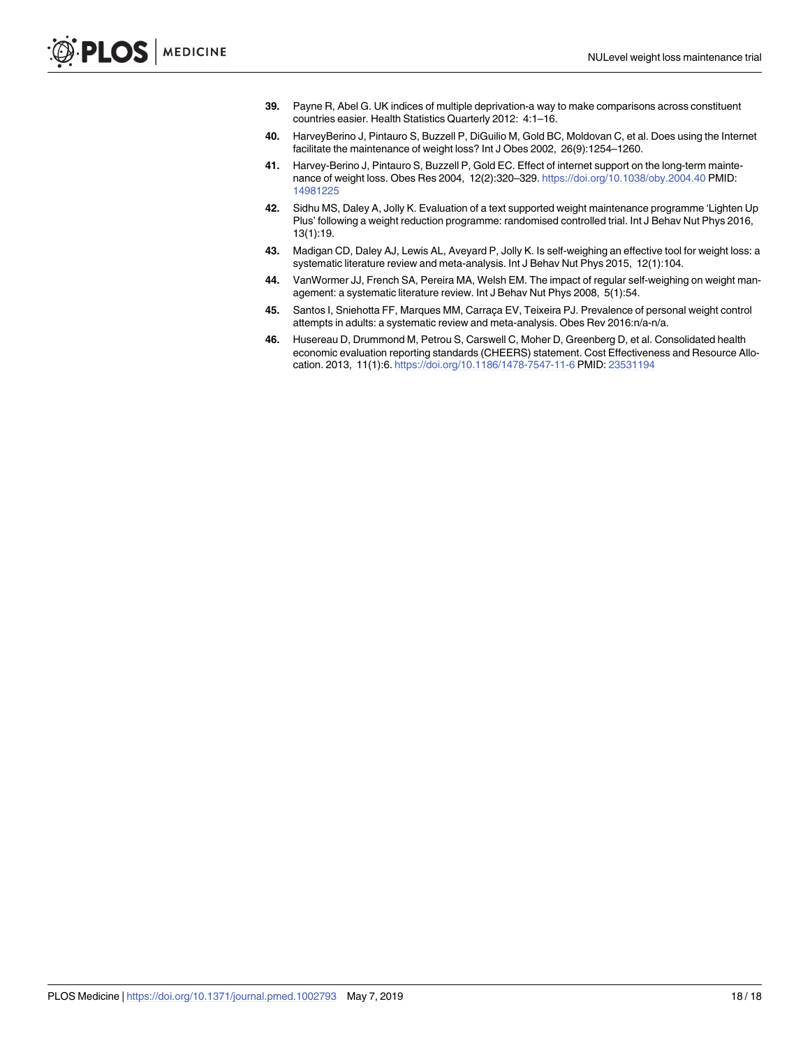39. Payne R, Abel G. UK indices of multiple deprivation-a way to make comparisons across constituent countries easier. Health Statistics Quarterly 2012: 4:1–16.

40. HarveyBerino J, Pintauro S, Buzzell P, DiGuilio M, Gold BC, Moldovan C, et al. Does using the Internet facilitate the maintenance of weight loss? Int J Obes 2002, 26(9):1254–1260.

41. Harvey-Berino J, Pintauro S, Buzzell P, Gold EC. Effect of internet support on the long-term maintenance of weight loss. Obes Res 2004, 12(2):320–329. https://doi.org/10.1038/oby.2004.40 PMID: 14981225

42. Sidhu MS, Daley A, Jolly K. Evaluation of a text supported weight maintenance programme 'Lighten Up Plus' following a weight reduction programme: randomised controlled trial. Int J Behav Nut Phys 2016, 13(1):19.

43. Madigan CD, Daley AJ, Lewis AL, Aveyard P, Jolly K. Is self-weighing an effective tool for weight loss: a systematic literature review and meta-analysis. Int J Behav Nut Phys 2015, 12(1):104.

44. VanWormer JJ, French SA, Pereira MA, Welsh EM. The impact of regular self-weighing on weight management: a systematic literature review. Int J Behav Nut Phys 2008, 5(1):54.

45. Santos I, Sniehotta FF, Marques MM, Carraça EV, Teixeira PJ. Prevalence of personal weight control attempts in adults: a systematic review and meta-analysis. Obes Rev 2016:n/a-n/a.

46. Husereau D, Drummond M, Petrou S, Carswell C, Moher D, Greenberg D, et al. Consolidated health economic evaluation reporting standards (CHEERS) statement. Cost Effectiveness and Resource Allocation. 2013, 11(1):6. https://doi.org/10.1186/1478-7547-11-6 PMID: 23531194